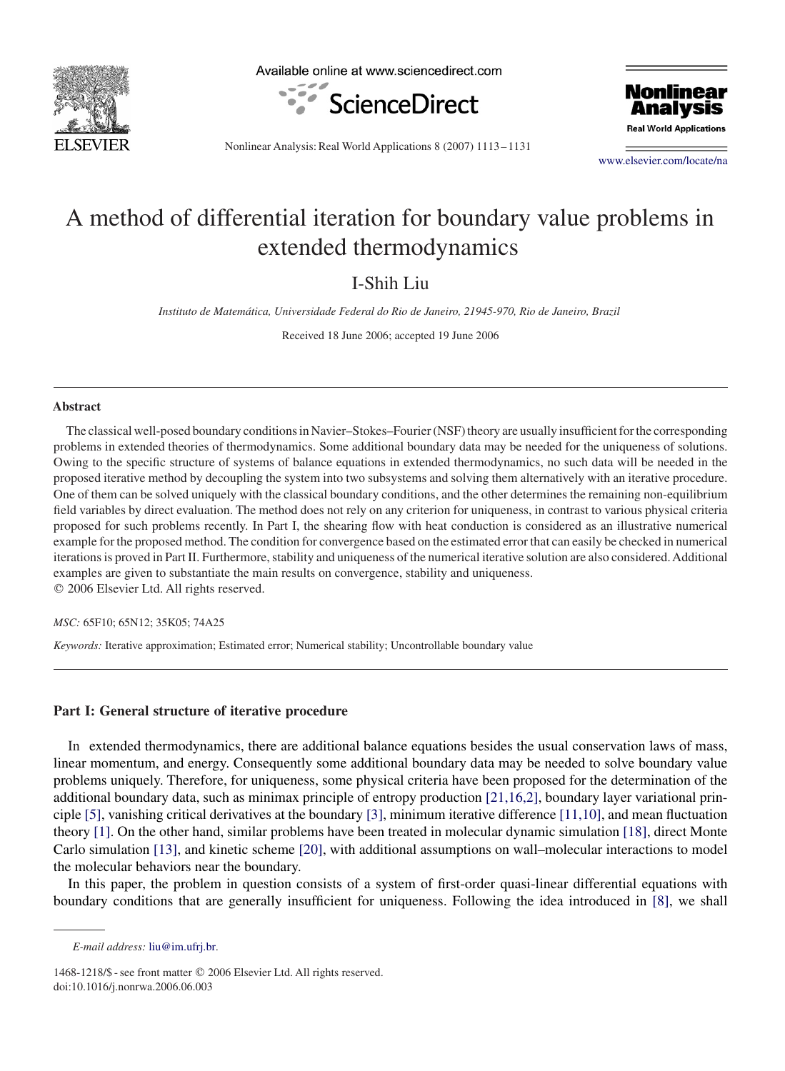# A method of differential iteration for boundary value problems in extended thermodynamics

I-Shih Liu

*Instituto de Matemática, Universidade Federal do Rio de Janeiro, 21945-970, Rio de Janeiro, Brazil*

Received 18 June 2006; accepted 19 June 2006

## Abstract

The classical well-posed boundary conditions in Navier–Stokes–Fourier (NSF) theory are usually insufficient for the corresponding problems in extended theories of thermodynamics. Some additional boundary data may be needed for the uniqueness of solutions. Owing to the specific structure of systems of balance equations in extended thermodynamics, no such data will be needed in the proposed iterative method by decoupling the system into two subsystems and solving them alternatively with an iterative procedure. One of them can be solved uniquely with the classical boundary conditions, and the other determines the remaining non-equilibrium field variables by direct evaluation. The method does not rely on any criterion for uniqueness, in contrast to various physical criteria proposed for such problems recently. In Part I, the shearing flow with heat conduction is considered as an illustrative numerical example for the proposed method. The condition for convergence based on the estimated error that can easily be checked in numerical iterations is proved in Part II. Furthermore, stability and uniqueness of the numerical iterative solution are also considered. Additional examples are given to substantiate the main results on convergence, stability and uniqueness.

© 2006 Elsevier Ltd. All rights reserved.

*MSC:* 65F10; 65N12; 35K05; 74A25

*Keywords:* Iterative approximation; Estimated error; Numerical stability; Uncontrollable boundary value

## Part I: General structure of iterative procedure

In extended thermodynamics, there are additional balance equations besides the usual conservation laws of mass, linear momentum, and energy. Consequently some additional boundary data may be needed to solve boundary value problems uniquely. Therefore, for uniqueness, some physical criteria have been proposed for the determination of the additional boundary data, such as minimax principle of entropy production [21,16,2], boundary layer variational principle [5], vanishing critical derivatives at the boundary [3], minimum iterative difference [11,10], and mean fluctuation theory [1]. On the other hand, similar problems have been treated in molecular dynamic simulation [18], direct Monte Carlo simulation [13], and kinetic scheme [20], with additional assumptions on wall–molecular interactions to model the molecular behaviors near the boundary.

In this paper, the problem in question consists of a system of first-order quasi-linear differential equations with boundary conditions that are generally insufficient for uniqueness. Following the idea introduced in [8], we shall

*E-mail address:* liu@im.ufrj.br.

1468-1218/$ - see front matter © 2006 Elsevier Ltd. All rights reserved.
doi:10.1016/j.nonrwa.2006.06.003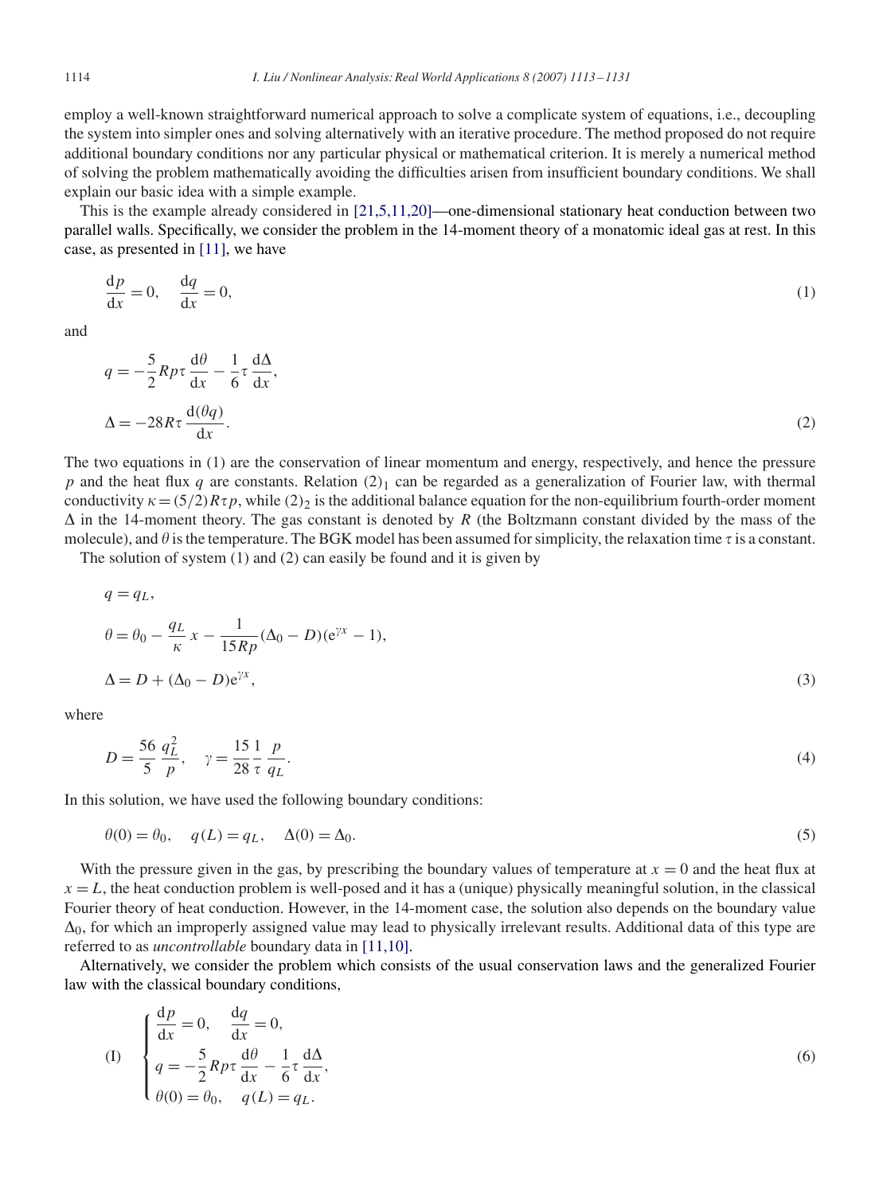employ a well-known straightforward numerical approach to solve a complicate system of equations, i.e., decoupling the system into simpler ones and solving alternatively with an iterative procedure. The method proposed do not require additional boundary conditions nor any particular physical or mathematical criterion. It is merely a numerical method of solving the problem mathematically avoiding the difficulties arisen from insufficient boundary conditions. We shall explain our basic idea with a simple example.

This is the example already considered in [21,5,11,20]—one-dimensional stationary heat conduction between two parallel walls. Specifically, we consider the problem in the 14-moment theory of a monatomic ideal gas at rest. In this case, as presented in [11], we have

$$\frac{\mathrm{d}p}{\mathrm{d}x} = 0, \quad \frac{\mathrm{d}q}{\mathrm{d}x} = 0, \tag{1}$$

and

$$q = -\frac{5}{2} Rp\tau \frac{\mathrm{d}\theta}{\mathrm{d}x} - \frac{1}{6}\tau \frac{\mathrm{d}\Delta}{\mathrm{d}x},$$
$$\Delta = -28R\tau \frac{\mathrm{d}(\theta q)}{\mathrm{d}x}. \tag{2}$$

The two equations in (1) are the conservation of linear momentum and energy, respectively, and hence the pressure $p$ and the heat flux $q$ are constants. Relation $(2)_1$ can be regarded as a generalization of Fourier law, with thermal conductivity $\kappa = (5/2)R\tau p$, while $(2)_2$ is the additional balance equation for the non-equilibrium fourth-order moment $\Delta$ in the 14-moment theory. The gas constant is denoted by $R$ (the Boltzmann constant divided by the mass of the molecule), and $\theta$ is the temperature. The BGK model has been assumed for simplicity, the relaxation time $\tau$ is a constant.

The solution of system (1) and (2) can easily be found and it is given by

$$q = q_L,$$
$$\theta = \theta_0 - \frac{q_L}{\kappa} x - \frac{1}{15Rp}(\Delta_0 - D)(\mathrm{e}^{\gamma x} - 1),$$
$$\Delta = D + (\Delta_0 - D)\mathrm{e}^{\gamma x}, \tag{3}$$

where

$$D = \frac{56}{5}\frac{q_L^2}{p}, \quad \gamma = \frac{15}{28}\frac{1}{\tau}\frac{p}{q_L}. \tag{4}$$

In this solution, we have used the following boundary conditions:

$$\theta(0) = \theta_0, \quad q(L) = q_L, \quad \Delta(0) = \Delta_0. \tag{5}$$

With the pressure given in the gas, by prescribing the boundary values of temperature at $x = 0$ and the heat flux at $x = L$, the heat conduction problem is well-posed and it has a (unique) physically meaningful solution, in the classical Fourier theory of heat conduction. However, in the 14-moment case, the solution also depends on the boundary value $\Delta_0$, for which an improperly assigned value may lead to physically irrelevant results. Additional data of this type are referred to as *uncontrollable* boundary data in [11,10].

Alternatively, we consider the problem which consists of the usual conservation laws and the generalized Fourier law with the classical boundary conditions,

$$\text{(I)} \quad \begin{cases} \dfrac{\mathrm{d}p}{\mathrm{d}x} = 0, \quad \dfrac{\mathrm{d}q}{\mathrm{d}x} = 0, \\ q = -\dfrac{5}{2} Rp\tau \dfrac{\mathrm{d}\theta}{\mathrm{d}x} - \dfrac{1}{6}\tau \dfrac{\mathrm{d}\Delta}{\mathrm{d}x}, \\ \theta(0) = \theta_0, \quad q(L) = q_L. \end{cases} \tag{6}$$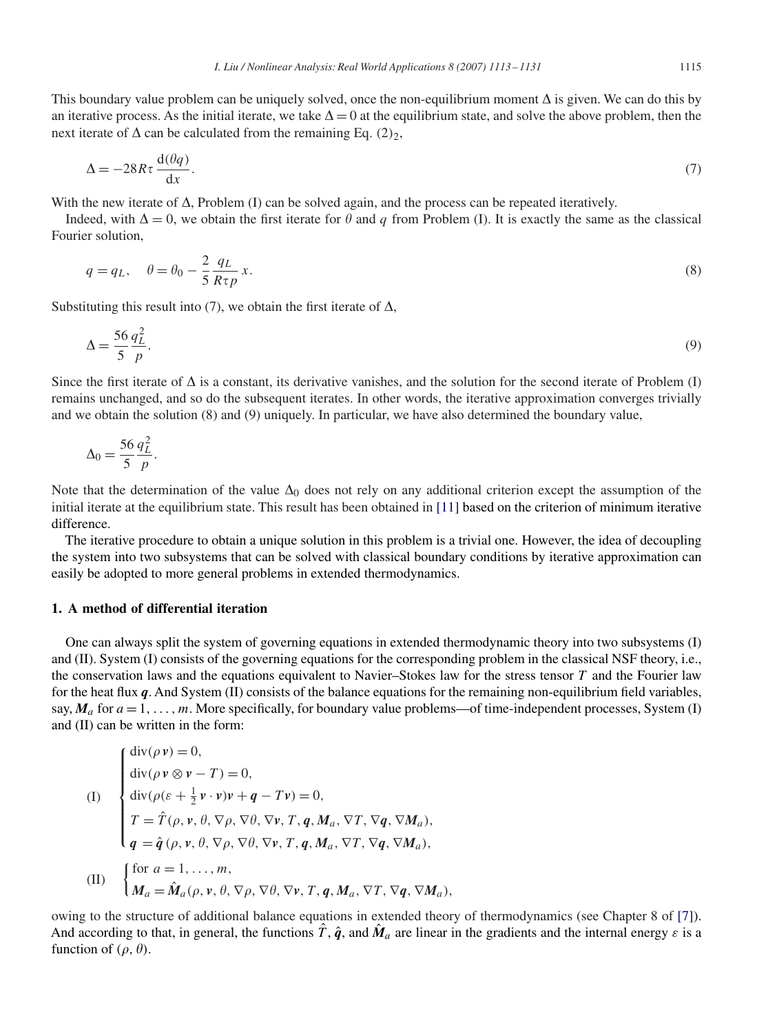This boundary value problem can be uniquely solved, once the non-equilibrium moment $\Delta$ is given. We can do this by an iterative process. As the initial iterate, we take $\Delta = 0$ at the equilibrium state, and solve the above problem, then the next iterate of $\Delta$ can be calculated from the remaining Eq. $(2)_2$,

$$\Delta = -28R\tau \frac{\mathrm{d}(\theta q)}{\mathrm{d}x}. \tag{7}$$

With the new iterate of $\Delta$, Problem (I) can be solved again, and the process can be repeated iteratively.

Indeed, with $\Delta = 0$, we obtain the first iterate for $\theta$ and $q$ from Problem (I). It is exactly the same as the classical Fourier solution,

$$q = q_L, \quad \theta = \theta_0 - \frac{2}{5}\frac{q_L}{R\tau p}x. \tag{8}$$

Substituting this result into (7), we obtain the first iterate of $\Delta$,

$$\Delta = \frac{56}{5}\frac{q_L^2}{p}. \tag{9}$$

Since the first iterate of $\Delta$ is a constant, its derivative vanishes, and the solution for the second iterate of Problem (I) remains unchanged, and so do the subsequent iterates. In other words, the iterative approximation converges trivially and we obtain the solution (8) and (9) uniquely. In particular, we have also determined the boundary value,

$$\Delta_0 = \frac{56}{5}\frac{q_L^2}{p}.$$

Note that the determination of the value $\Delta_0$ does not rely on any additional criterion except the assumption of the initial iterate at the equilibrium state. This result has been obtained in [11] based on the criterion of minimum iterative difference.

The iterative procedure to obtain a unique solution in this problem is a trivial one. However, the idea of decoupling the system into two subsystems that can be solved with classical boundary conditions by iterative approximation can easily be adopted to more general problems in extended thermodynamics.

## 1. A method of differential iteration

One can always split the system of governing equations in extended thermodynamic theory into two subsystems (I) and (II). System (I) consists of the governing equations for the corresponding problem in the classical NSF theory, i.e., the conservation laws and the equations equivalent to Navier–Stokes law for the stress tensor $T$ and the Fourier law for the heat flux $\boldsymbol{q}$. And System (II) consists of the balance equations for the remaining non-equilibrium field variables, say, $\boldsymbol{M}_a$ for $a = 1, \ldots, m$. More specifically, for boundary value problems—of time-independent processes, System (I) and (II) can be written in the form:

$$\text{(I)} \quad \begin{cases} \operatorname{div}(\rho\boldsymbol{v}) = 0, \\ \operatorname{div}(\rho\boldsymbol{v}\otimes\boldsymbol{v} - T) = 0, \\ \operatorname{div}(\rho(\varepsilon + \frac{1}{2}\boldsymbol{v}\cdot\boldsymbol{v})\boldsymbol{v} + \boldsymbol{q} - T\boldsymbol{v}) = 0, \\ T = \hat{T}(\rho, \boldsymbol{v}, \theta, \nabla\rho, \nabla\theta, \nabla\boldsymbol{v}, T, \boldsymbol{q}, \boldsymbol{M}_a, \nabla T, \nabla\boldsymbol{q}, \nabla\boldsymbol{M}_a), \\ \boldsymbol{q} = \hat{\boldsymbol{q}}(\rho, \boldsymbol{v}, \theta, \nabla\rho, \nabla\theta, \nabla\boldsymbol{v}, T, \boldsymbol{q}, \boldsymbol{M}_a, \nabla T, \nabla\boldsymbol{q}, \nabla\boldsymbol{M}_a), \end{cases}$$

$$\text{(II)} \quad \begin{cases} \text{for } a = 1, \ldots, m, \\ \boldsymbol{M}_a = \hat{\boldsymbol{M}}_a(\rho, \boldsymbol{v}, \theta, \nabla\rho, \nabla\theta, \nabla\boldsymbol{v}, T, \boldsymbol{q}, \boldsymbol{M}_a, \nabla T, \nabla\boldsymbol{q}, \nabla\boldsymbol{M}_a), \end{cases}$$

owing to the structure of additional balance equations in extended theory of thermodynamics (see Chapter 8 of [7]). And according to that, in general, the functions $\hat{T}$, $\hat{\boldsymbol{q}}$, and $\hat{\boldsymbol{M}}_a$ are linear in the gradients and the internal energy $\varepsilon$ is a function of $(\rho, \theta)$.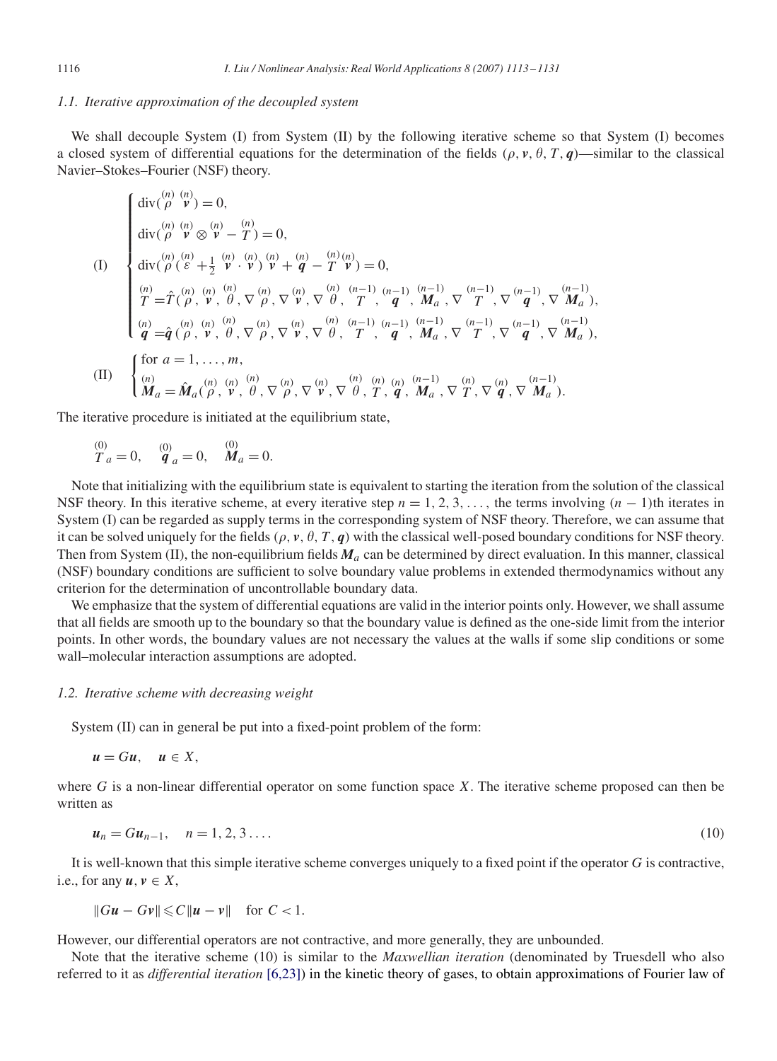### 1.1. Iterative approximation of the decoupled system

We shall decouple System (I) from System (II) by the following iterative scheme so that System (I) becomes a closed system of differential equations for the determination of the fields $(\rho, \boldsymbol{v}, \theta, T, \boldsymbol{q})$—similar to the classical Navier–Stokes–Fourier (NSF) theory.

$$
\text{(I)} \quad \begin{cases}
\operatorname{div}(\overset{(n)}{\rho}\,\overset{(n)}{\boldsymbol{v}}) = 0, \\
\operatorname{div}(\overset{(n)}{\rho}\,\overset{(n)}{\boldsymbol{v}} \otimes \overset{(n)}{\boldsymbol{v}} - \overset{(n)}{T}) = 0, \\
\operatorname{div}(\overset{(n)}{\rho}(\overset{(n)}{\varepsilon} + \frac{1}{2}\,\overset{(n)}{\boldsymbol{v}} \cdot \overset{(n)}{\boldsymbol{v}})\,\overset{(n)}{\boldsymbol{v}} + \overset{(n)}{\boldsymbol{q}} - \overset{(n)}{T}\,\overset{(n)}{\boldsymbol{v}}) = 0, \\
\overset{(n)}{T} = \hat{T}(\overset{(n)}{\rho}, \overset{(n)}{\boldsymbol{v}}, \overset{(n)}{\theta}, \nabla\overset{(n)}{\rho}, \nabla\overset{(n)}{\boldsymbol{v}}, \nabla\overset{(n)}{\theta}, \overset{(n-1)}{T}, \overset{(n-1)}{\boldsymbol{q}}, \overset{(n-1)}{\boldsymbol{M}_a}, \nabla\overset{(n-1)}{T}, \nabla\overset{(n-1)}{\boldsymbol{q}}, \nabla\overset{(n-1)}{\boldsymbol{M}_a}), \\
\overset{(n)}{\boldsymbol{q}} = \hat{\boldsymbol{q}}(\overset{(n)}{\rho}, \overset{(n)}{\boldsymbol{v}}, \overset{(n)}{\theta}, \nabla\overset{(n)}{\rho}, \nabla\overset{(n)}{\boldsymbol{v}}, \nabla\overset{(n)}{\theta}, \overset{(n-1)}{T}, \overset{(n-1)}{\boldsymbol{q}}, \overset{(n-1)}{\boldsymbol{M}_a}, \nabla\overset{(n-1)}{T}, \nabla\overset{(n-1)}{\boldsymbol{q}}, \nabla\overset{(n-1)}{\boldsymbol{M}_a}),
\end{cases}
$$

$$
\text{(II)} \quad \begin{cases}
\text{for } a = 1, \ldots, m, \\
\overset{(n)}{\boldsymbol{M}_a} = \hat{\boldsymbol{M}}_a(\overset{(n)}{\rho}, \overset{(n)}{\boldsymbol{v}}, \overset{(n)}{\theta}, \nabla\overset{(n)}{\rho}, \nabla\overset{(n)}{\boldsymbol{v}}, \nabla\overset{(n)}{\theta}, \overset{(n)}{T}, \overset{(n)}{\boldsymbol{q}}, \overset{(n-1)}{\boldsymbol{M}_a}, \nabla\overset{(n)}{T}, \nabla\overset{(n)}{\boldsymbol{q}}, \nabla\overset{(n-1)}{\boldsymbol{M}_a}).
\end{cases}
$$

The iterative procedure is initiated at the equilibrium state,

$$
\overset{(0)}{T}_a = 0, \quad \overset{(0)}{\boldsymbol{q}}_a = 0, \quad \overset{(0)}{\boldsymbol{M}_a} = 0.
$$

Note that initializing with the equilibrium state is equivalent to starting the iteration from the solution of the classical NSF theory. In this iterative scheme, at every iterative step $n = 1, 2, 3, \ldots$, the terms involving $(n-1)$th iterates in System (I) can be regarded as supply terms in the corresponding system of NSF theory. Therefore, we can assume that it can be solved uniquely for the fields $(\rho, \boldsymbol{v}, \theta, T, \boldsymbol{q})$ with the classical well-posed boundary conditions for NSF theory. Then from System (II), the non-equilibrium fields $\boldsymbol{M}_a$ can be determined by direct evaluation. In this manner, classical (NSF) boundary conditions are sufficient to solve boundary value problems in extended thermodynamics without any criterion for the determination of uncontrollable boundary data.

We emphasize that the system of differential equations are valid in the interior points only. However, we shall assume that all fields are smooth up to the boundary so that the boundary value is defined as the one-side limit from the interior points. In other words, the boundary values are not necessary the values at the walls if some slip conditions or some wall–molecular interaction assumptions are adopted.

### 1.2. Iterative scheme with decreasing weight

System (II) can in general be put into a fixed-point problem of the form:

$$
\boldsymbol{u} = G\boldsymbol{u}, \quad \boldsymbol{u} \in X,
$$

where $G$ is a non-linear differential operator on some function space $X$. The iterative scheme proposed can then be written as

$$
\boldsymbol{u}_n = G\boldsymbol{u}_{n-1}, \quad n = 1, 2, 3 \ldots. \tag{10}
$$

It is well-known that this simple iterative scheme converges uniquely to a fixed point if the operator $G$ is contractive, i.e., for any $\boldsymbol{u}, \boldsymbol{v} \in X$,

$$
\|G\boldsymbol{u} - G\boldsymbol{v}\| \leqslant C\|\boldsymbol{u} - \boldsymbol{v}\| \quad \text{for } C < 1.
$$

However, our differential operators are not contractive, and more generally, they are unbounded.

Note that the iterative scheme (10) is similar to the *Maxwellian iteration* (denominated by Truesdell who also referred to it as *differential iteration* [6,23]) in the kinetic theory of gases, to obtain approximations of Fourier law of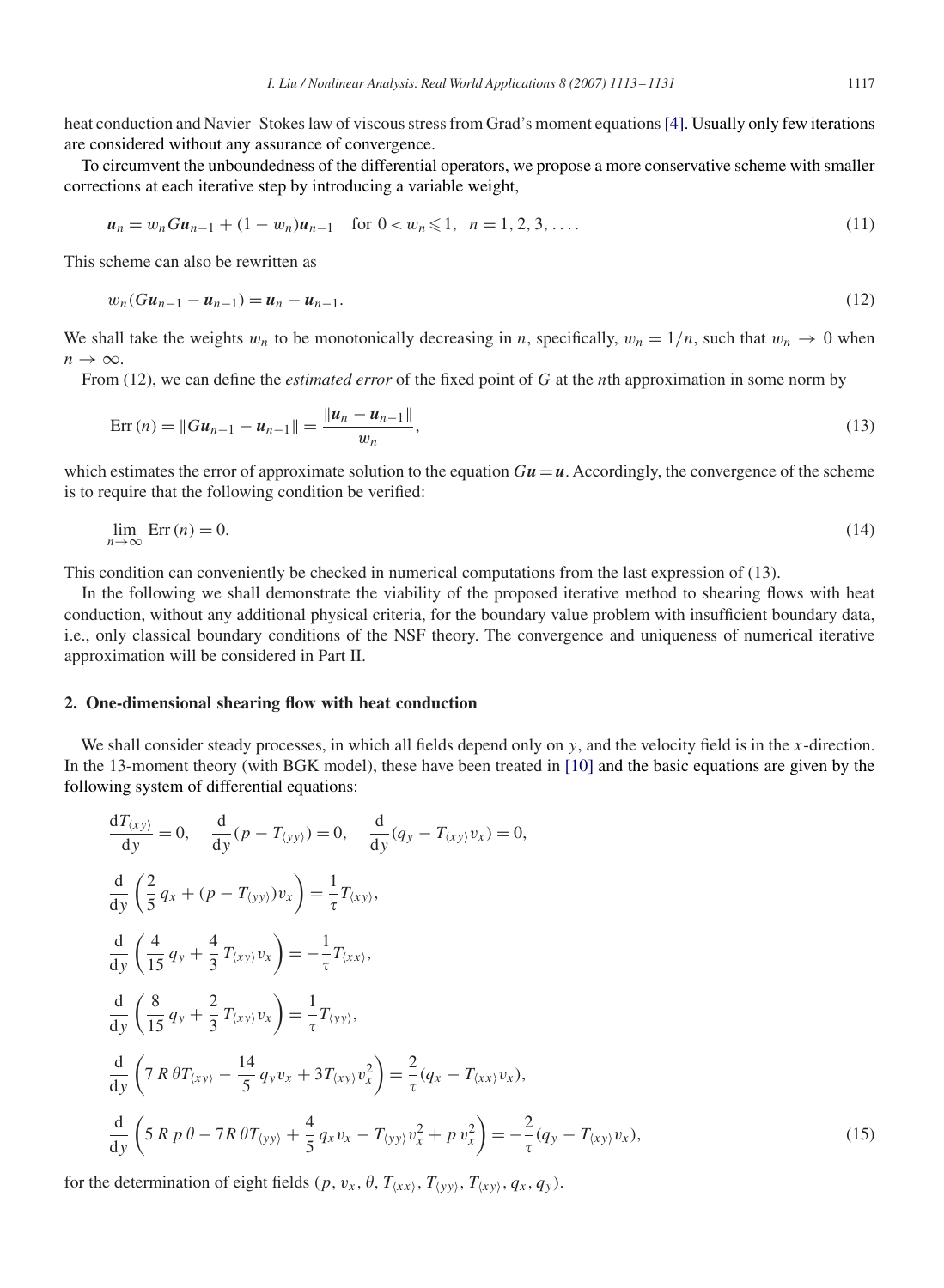heat conduction and Navier–Stokes law of viscous stress from Grad's moment equations [4]. Usually only few iterations are considered without any assurance of convergence.

To circumvent the unboundedness of the differential operators, we propose a more conservative scheme with smaller corrections at each iterative step by introducing a variable weight,

$$\boldsymbol{u}_n = w_n G\boldsymbol{u}_{n-1} + (1 - w_n)\boldsymbol{u}_{n-1} \quad \text{for } 0 < w_n \leqslant 1, \quad n = 1, 2, 3, \ldots. \tag{11}$$

This scheme can also be rewritten as

$$w_n(G\boldsymbol{u}_{n-1} - \boldsymbol{u}_{n-1}) = \boldsymbol{u}_n - \boldsymbol{u}_{n-1}. \tag{12}$$

We shall take the weights $w_n$ to be monotonically decreasing in $n$, specifically, $w_n = 1/n$, such that $w_n \to 0$ when $n \to \infty$.

From (12), we can define the *estimated error* of the fixed point of $G$ at the $n$th approximation in some norm by

$$\text{Err}\,(n) = \|G\boldsymbol{u}_{n-1} - \boldsymbol{u}_{n-1}\| = \frac{\|\boldsymbol{u}_n - \boldsymbol{u}_{n-1}\|}{w_n}, \tag{13}$$

which estimates the error of approximate solution to the equation $G\boldsymbol{u} = \boldsymbol{u}$. Accordingly, the convergence of the scheme is to require that the following condition be verified:

$$\lim_{n\to\infty} \text{Err}\,(n) = 0. \tag{14}$$

This condition can conveniently be checked in numerical computations from the last expression of (13).

In the following we shall demonstrate the viability of the proposed iterative method to shearing flows with heat conduction, without any additional physical criteria, for the boundary value problem with insufficient boundary data, i.e., only classical boundary conditions of the NSF theory. The convergence and uniqueness of numerical iterative approximation will be considered in Part II.

## 2. One-dimensional shearing flow with heat conduction

We shall consider steady processes, in which all fields depend only on $y$, and the velocity field is in the $x$-direction. In the 13-moment theory (with BGK model), these have been treated in [10] and the basic equations are given by the following system of differential equations:

$$\begin{aligned}
&\frac{\mathrm{d}T_{\langle xy\rangle}}{\mathrm{d}y} = 0, \quad \frac{\mathrm{d}}{\mathrm{d}y}(p - T_{\langle yy\rangle}) = 0, \quad \frac{\mathrm{d}}{\mathrm{d}y}(q_y - T_{\langle xy\rangle}v_x) = 0,\\
&\frac{\mathrm{d}}{\mathrm{d}y}\left(\frac{2}{5}\,q_x + (p - T_{\langle yy\rangle})v_x\right) = \frac{1}{\tau}T_{\langle xy\rangle},\\
&\frac{\mathrm{d}}{\mathrm{d}y}\left(\frac{4}{15}\,q_y + \frac{4}{3}\,T_{\langle xy\rangle}v_x\right) = -\frac{1}{\tau}T_{\langle xx\rangle},\\
&\frac{\mathrm{d}}{\mathrm{d}y}\left(\frac{8}{15}\,q_y + \frac{2}{3}\,T_{\langle xy\rangle}v_x\right) = \frac{1}{\tau}T_{\langle yy\rangle},\\
&\frac{\mathrm{d}}{\mathrm{d}y}\left(7\,R\,\theta T_{\langle xy\rangle} - \frac{14}{5}\,q_y v_x + 3T_{\langle xy\rangle}v_x^2\right) = \frac{2}{\tau}(q_x - T_{\langle xx\rangle}v_x),\\
&\frac{\mathrm{d}}{\mathrm{d}y}\left(5\,R\,p\,\theta - 7R\,\theta T_{\langle yy\rangle} + \frac{4}{5}\,q_x v_x - T_{\langle yy\rangle}v_x^2 + p\,v_x^2\right) = -\frac{2}{\tau}(q_y - T_{\langle xy\rangle}v_x),
\end{aligned} \tag{15}$$

for the determination of eight fields $(p, v_x, \theta, T_{\langle xx\rangle}, T_{\langle yy\rangle}, T_{\langle xy\rangle}, q_x, q_y)$.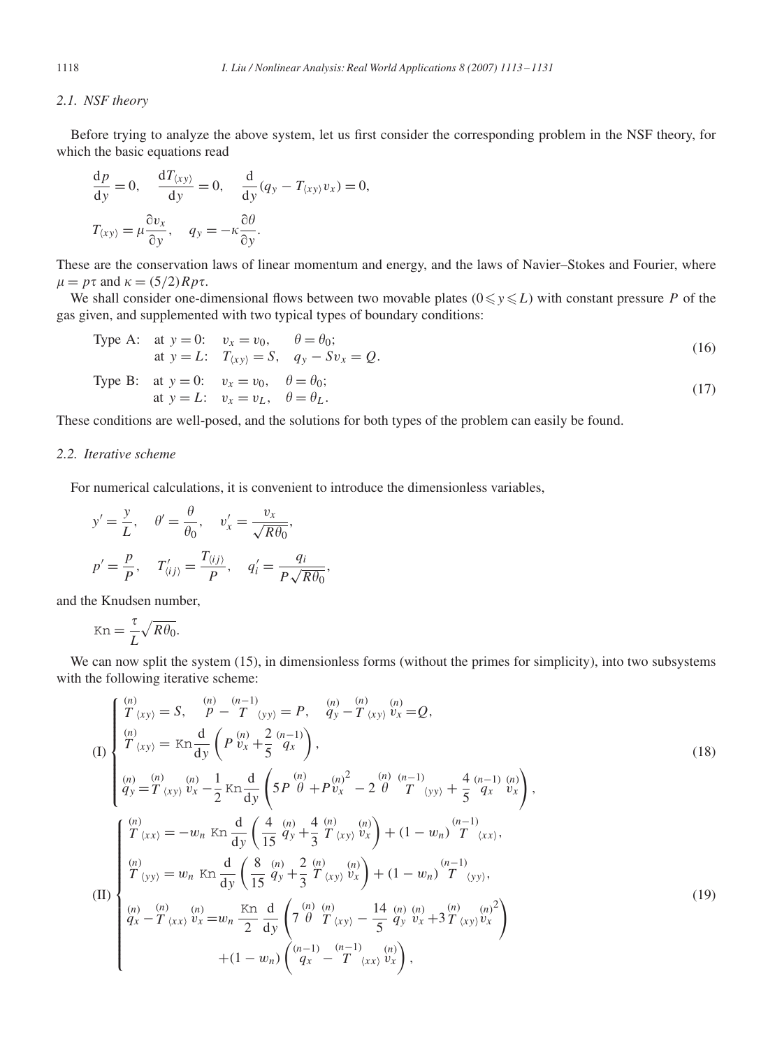### 2.1. NSF theory

Before trying to analyze the above system, let us first consider the corresponding problem in the NSF theory, for which the basic equations read

$$
\frac{\mathrm{d}p}{\mathrm{d}y}=0, \quad \frac{\mathrm{d}T_{\langle xy\rangle}}{\mathrm{d}y}=0, \quad \frac{\mathrm{d}}{\mathrm{d}y}(q_y - T_{\langle xy\rangle}v_x)=0,
$$

$$
T_{\langle xy\rangle}=\mu\frac{\partial v_x}{\partial y}, \quad q_y=-\kappa\frac{\partial \theta}{\partial y}.
$$

These are the conservation laws of linear momentum and energy, and the laws of Navier–Stokes and Fourier, where $\mu = p\tau$ and $\kappa = (5/2)Rp\tau$.

We shall consider one-dimensional flows between two movable plates ($0 \leqslant y \leqslant L$) with constant pressure $P$ of the gas given, and supplemented with two typical types of boundary conditions:

$$
\begin{aligned}
\text{Type A:} \quad & \text{at } y=0: \quad v_x = v_0, \quad \theta=\theta_0; \\
& \text{at } y=L: \quad T_{\langle xy\rangle}=S, \quad q_y - S v_x = Q.
\end{aligned}
\tag{16}
$$

$$
\begin{aligned}
\text{Type B:} \quad & \text{at } y=0: \quad v_x = v_0, \quad \theta=\theta_0; \\
& \text{at } y=L: \quad v_x = v_L, \quad \theta=\theta_L.
\end{aligned}
\tag{17}
$$

These conditions are well-posed, and the solutions for both types of the problem can easily be found.

### 2.2. Iterative scheme

For numerical calculations, it is convenient to introduce the dimensionless variables,

$$
y'=\frac{y}{L}, \quad \theta'=\frac{\theta}{\theta_0}, \quad v_x'=\frac{v_x}{\sqrt{R\theta_0}},
$$

$$
p'=\frac{p}{P}, \quad T_{\langle ij\rangle}'=\frac{T_{\langle ij\rangle}}{P}, \quad q_i'=\frac{q_i}{P\sqrt{R\theta_0}},
$$

and the Knudsen number,

$$
\mathrm{Kn}=\frac{\tau}{L}\sqrt{R\theta_0}.
$$

We can now split the system (15), in dimensionless forms (without the primes for simplicity), into two subsystems with the following iterative scheme:

$$
\text{(I)}\begin{cases}
\overset{(n)}{T}_{\langle xy\rangle}=S, \quad \overset{(n)}{p}-\overset{(n-1)}{T}_{\langle yy\rangle}=P, \quad \overset{(n)}{q}_y-\overset{(n)}{T}_{\langle xy\rangle}\overset{(n)}{v}_x=Q, \\[2mm]
\overset{(n)}{T}_{\langle xy\rangle}=\mathrm{Kn}\dfrac{\mathrm{d}}{\mathrm{d}y}\left(P\overset{(n)}{v}_x+\dfrac{2}{5}\overset{(n-1)}{q}_x\right), \\[2mm]
\overset{(n)}{q}_y=\overset{(n)}{T}_{\langle xy\rangle}\overset{(n)}{v}_x-\dfrac{1}{2}\mathrm{Kn}\dfrac{\mathrm{d}}{\mathrm{d}y}\left(5P\overset{(n)}{\theta}+P\overset{(n)}{v}_x{}^2-2\overset{(n)}{\theta}\,\overset{(n-1)}{T}_{\langle yy\rangle}+\dfrac{4}{5}\overset{(n-1)}{q}_x\overset{(n)}{v}_x\right),
\end{cases}
\tag{18}
$$

$$
\text{(II)}\begin{cases}
\overset{(n)}{T}_{\langle xx\rangle}=-w_n\,\mathrm{Kn}\dfrac{\mathrm{d}}{\mathrm{d}y}\left(\dfrac{4}{15}\overset{(n)}{q}_y+\dfrac{4}{3}\overset{(n)}{T}_{\langle xy\rangle}\overset{(n)}{v}_x\right)+(1-w_n)\overset{(n-1)}{T}_{\langle xx\rangle}, \\[2mm]
\overset{(n)}{T}_{\langle yy\rangle}=w_n\,\mathrm{Kn}\dfrac{\mathrm{d}}{\mathrm{d}y}\left(\dfrac{8}{15}\overset{(n)}{q}_y+\dfrac{2}{3}\overset{(n)}{T}_{\langle xy\rangle}\overset{(n)}{v}_x\right)+(1-w_n)\overset{(n-1)}{T}_{\langle yy\rangle}, \\[2mm]
\overset{(n)}{q}_x-\overset{(n)}{T}_{\langle xx\rangle}\overset{(n)}{v}_x=w_n\dfrac{\mathrm{Kn}}{2}\dfrac{\mathrm{d}}{\mathrm{d}y}\left(7\overset{(n)}{\theta}\,\overset{(n)}{T}_{\langle xy\rangle}-\dfrac{14}{5}\overset{(n)}{q}_y\overset{(n)}{v}_x+3\overset{(n)}{T}_{\langle xy\rangle}\overset{(n)}{v}_x{}^2\right) \\[2mm]
\qquad\qquad +(1-w_n)\left(\overset{(n-1)}{q}_x-\overset{(n-1)}{T}_{\langle xx\rangle}\overset{(n)}{v}_x\right),
\end{cases}
\tag{19}
$$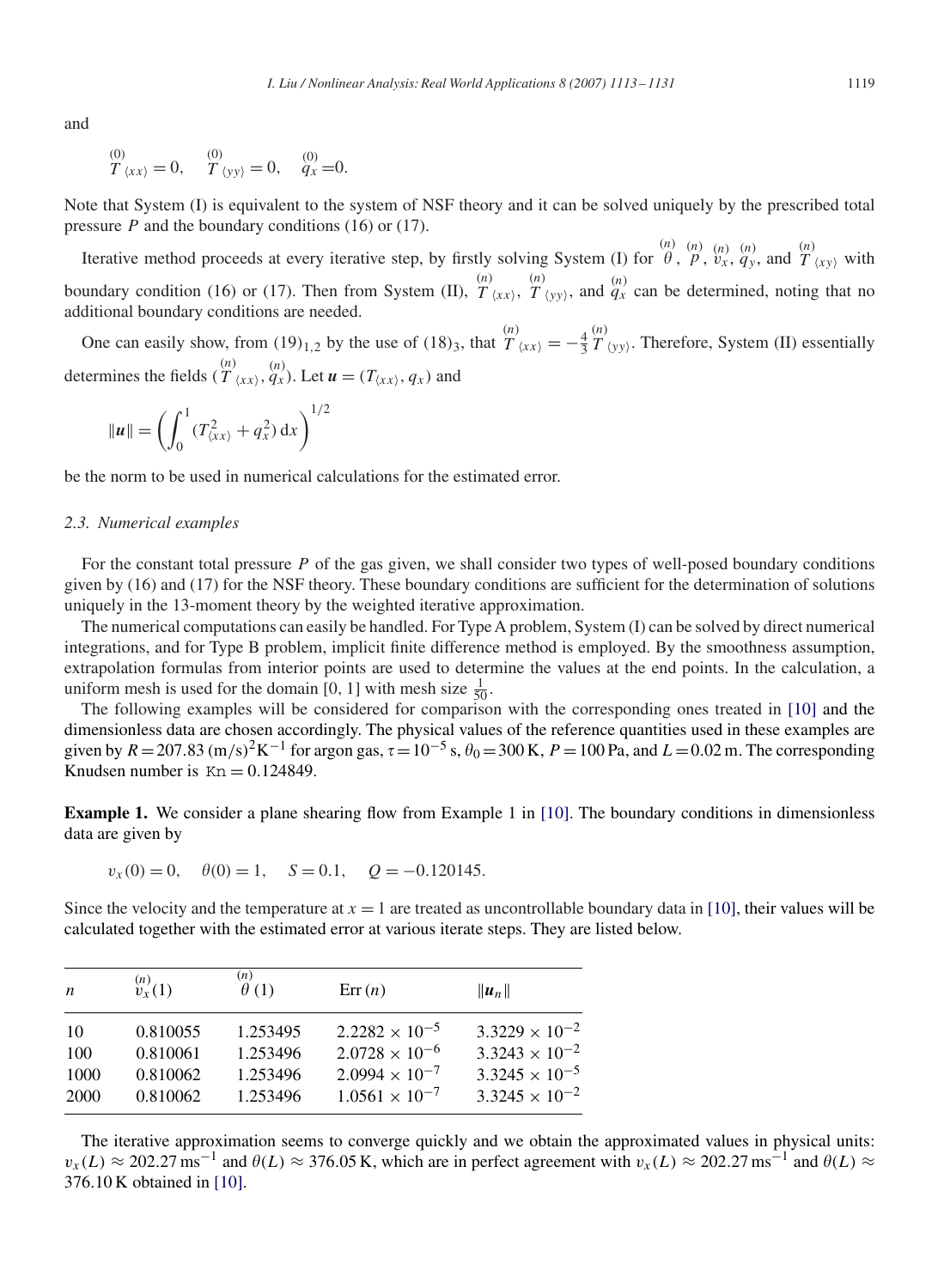and

$$\overset{(0)}{T}_{\langle xx\rangle} = 0, \quad \overset{(0)}{T}_{\langle yy\rangle} = 0, \quad \overset{(0)}{q}_x = 0.$$

Note that System (I) is equivalent to the system of NSF theory and it can be solved uniquely by the prescribed total pressure $P$ and the boundary conditions (16) or (17).

Iterative method proceeds at every iterative step, by firstly solving System (I) for $\overset{(n)}{\theta}$, $\overset{(n)}{p}$, $\overset{(n)}{v}_x$, $\overset{(n)}{q}_y$, and $\overset{(n)}{T}_{\langle xy\rangle}$ with boundary condition (16) or (17). Then from System (II), $\overset{(n)}{T}_{\langle xx\rangle}$, $\overset{(n)}{T}_{\langle yy\rangle}$, and $\overset{(n)}{q}_x$ can be determined, noting that no additional boundary conditions are needed.

One can easily show, from $(19)_{1,2}$ by the use of $(18)_3$, that $\overset{(n)}{T}_{\langle xx\rangle} = -\frac{4}{3}\overset{(n)}{T}_{\langle yy\rangle}$. Therefore, System (II) essentially determines the fields $(\overset{(n)}{T}_{\langle xx\rangle}, \overset{(n)}{q}_x)$. Let $\boldsymbol{u} = (T_{\langle xx\rangle}, q_x)$ and

$$\|\boldsymbol{u}\| = \left(\int_0^1 (T^2_{\langle xx\rangle} + q_x^2)\,\mathrm{d}x\right)^{1/2}$$

be the norm to be used in numerical calculations for the estimated error.

### 2.3. Numerical examples

For the constant total pressure $P$ of the gas given, we shall consider two types of well-posed boundary conditions given by (16) and (17) for the NSF theory. These boundary conditions are sufficient for the determination of solutions uniquely in the 13-moment theory by the weighted iterative approximation.

The numerical computations can easily be handled. For Type A problem, System (I) can be solved by direct numerical integrations, and for Type B problem, implicit finite difference method is employed. By the smoothness assumption, extrapolation formulas from interior points are used to determine the values at the end points. In the calculation, a uniform mesh is used for the domain [0, 1] with mesh size $\frac{1}{50}$.

The following examples will be considered for comparison with the corresponding ones treated in [10] and the dimensionless data are chosen accordingly. The physical values of the reference quantities used in these examples are given by $R = 207.83\,(\mathrm{m/s})^2\mathrm{K}^{-1}$ for argon gas, $\tau = 10^{-5}$ s, $\theta_0 = 300$ K, $P = 100$ Pa, and $L = 0.02$ m. The corresponding Knudsen number is $\mathrm{Kn} = 0.124849$.

**Example 1.** We consider a plane shearing flow from Example 1 in [10]. The boundary conditions in dimensionless data are given by

$$v_x(0) = 0, \quad \theta(0) = 1, \quad S = 0.1, \quad Q = -0.120145.$$

Since the velocity and the temperature at $x = 1$ are treated as uncontrollable boundary data in [10], their values will be calculated together with the estimated error at various iterate steps. They are listed below.

| $n$ | $\overset{(n)}{v}_x(1)$ | $\overset{(n)}{\theta}(1)$ | Err $(n)$ | $\|\boldsymbol{u}_n\|$ |
|---|---|---|---|---|
| 10 | 0.810055 | 1.253495 | $2.2282 \times 10^{-5}$ | $3.3229 \times 10^{-2}$ |
| 100 | 0.810061 | 1.253496 | $2.0728 \times 10^{-6}$ | $3.3243 \times 10^{-2}$ |
| 1000 | 0.810062 | 1.253496 | $2.0994 \times 10^{-7}$ | $3.3245 \times 10^{-5}$ |
| 2000 | 0.810062 | 1.253496 | $1.0561 \times 10^{-7}$ | $3.3245 \times 10^{-2}$ |

The iterative approximation seems to converge quickly and we obtain the approximated values in physical units: $v_x(L) \approx 202.27\,\mathrm{ms}^{-1}$ and $\theta(L) \approx 376.05$ K, which are in perfect agreement with $v_x(L) \approx 202.27\,\mathrm{ms}^{-1}$ and $\theta(L) \approx 376.10$ K obtained in [10].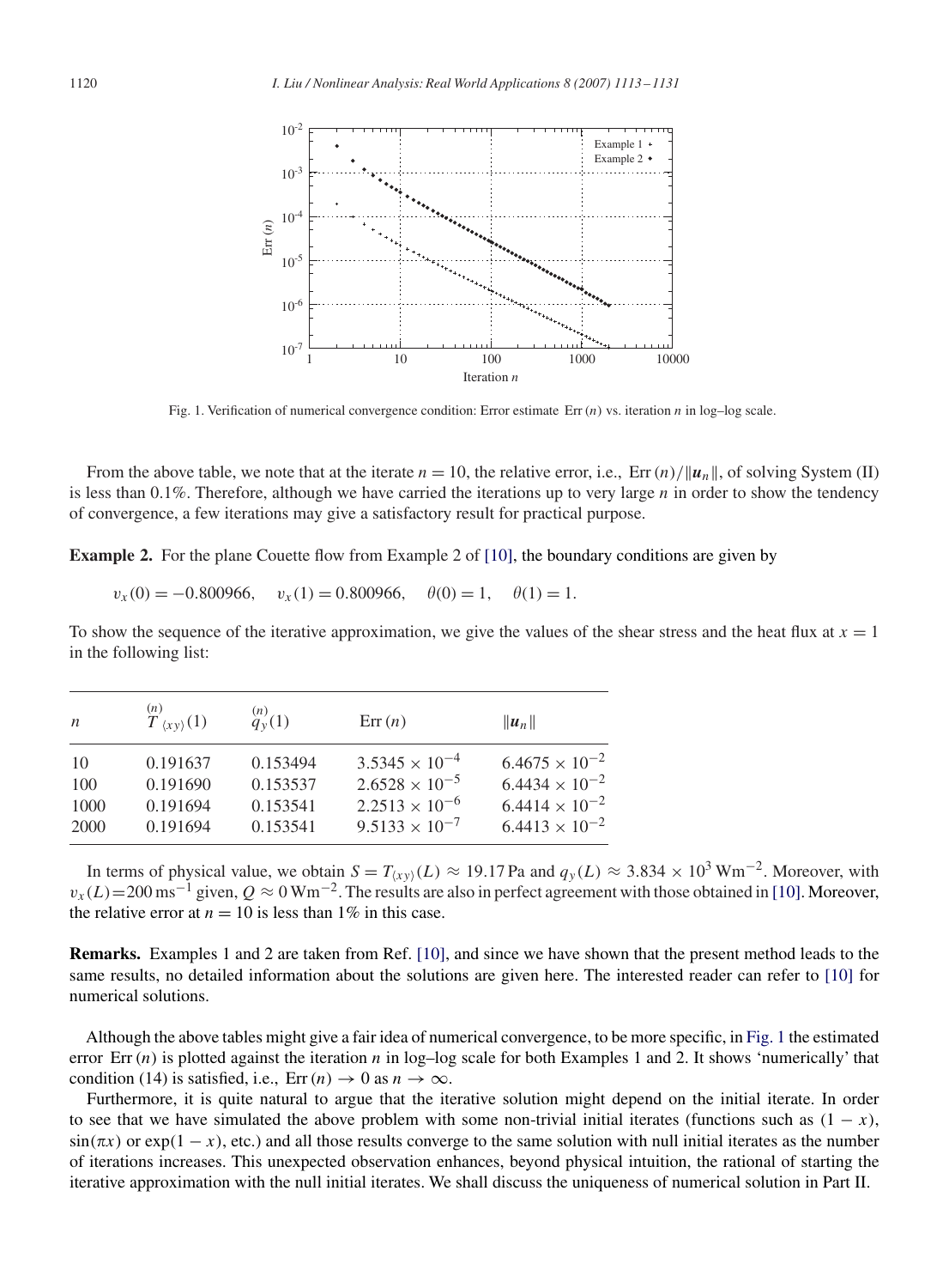Fig. 1. Verification of numerical convergence condition: Error estimate $\mathrm{Err}\,(n)$ vs. iteration $n$ in log–log scale.

From the above table, we note that at the iterate $n = 10$, the relative error, i.e., $\mathrm{Err}\,(n)/\|\boldsymbol{u}_n\|$, of solving System (II) is less than 0.1%. Therefore, although we have carried the iterations up to very large $n$ in order to show the tendency of convergence, a few iterations may give a satisfactory result for practical purpose.

**Example 2.** For the plane Couette flow from Example 2 of [10], the boundary conditions are given by

$$v_x(0) = -0.800966, \quad v_x(1) = 0.800966, \quad \theta(0) = 1, \quad \theta(1) = 1.$$

To show the sequence of the iterative approximation, we give the values of the shear stress and the heat flux at $x = 1$ in the following list:

| $n$ | $\overset{(n)}{T}_{\langle xy\rangle}(1)$ | $\overset{(n)}{q}_y(1)$ | $\mathrm{Err}\,(n)$ | $\|\boldsymbol{u}_n\|$ |
|---|---|---|---|---|
| 10 | 0.191637 | 0.153494 | $3.5345 \times 10^{-4}$ | $6.4675 \times 10^{-2}$ |
| 100 | 0.191690 | 0.153537 | $2.6528 \times 10^{-5}$ | $6.4434 \times 10^{-2}$ |
| 1000 | 0.191694 | 0.153541 | $2.2513 \times 10^{-6}$ | $6.4414 \times 10^{-2}$ |
| 2000 | 0.191694 | 0.153541 | $9.5133 \times 10^{-7}$ | $6.4413 \times 10^{-2}$ |

In terms of physical value, we obtain $S = T_{\langle xy\rangle}(L) \approx 19.17\,\mathrm{Pa}$ and $q_y(L) \approx 3.834 \times 10^3\,\mathrm{W\,m^{-2}}$. Moreover, with $v_x(L) = 200\,\mathrm{m\,s^{-1}}$ given, $Q \approx 0\,\mathrm{W\,m^{-2}}$. The results are also in perfect agreement with those obtained in [10]. Moreover, the relative error at $n = 10$ is less than 1% in this case.

**Remarks.** Examples 1 and 2 are taken from Ref. [10], and since we have shown that the present method leads to the same results, no detailed information about the solutions are given here. The interested reader can refer to [10] for numerical solutions.

Although the above tables might give a fair idea of numerical convergence, to be more specific, in Fig. 1 the estimated error $\mathrm{Err}\,(n)$ is plotted against the iteration $n$ in log–log scale for both Examples 1 and 2. It shows 'numerically' that condition (14) is satisfied, i.e., $\mathrm{Err}\,(n) \to 0$ as $n \to \infty$.

Furthermore, it is quite natural to argue that the iterative solution might depend on the initial iterate. In order to see that we have simulated the above problem with some non-trivial initial iterates (functions such as $(1 - x)$, $\sin(\pi x)$ or $\exp(1 - x)$, etc.) and all those results converge to the same solution with null initial iterates as the number of iterations increases. This unexpected observation enhances, beyond physical intuition, the rational of starting the iterative approximation with the null initial iterates. We shall discuss the uniqueness of numerical solution in Part II.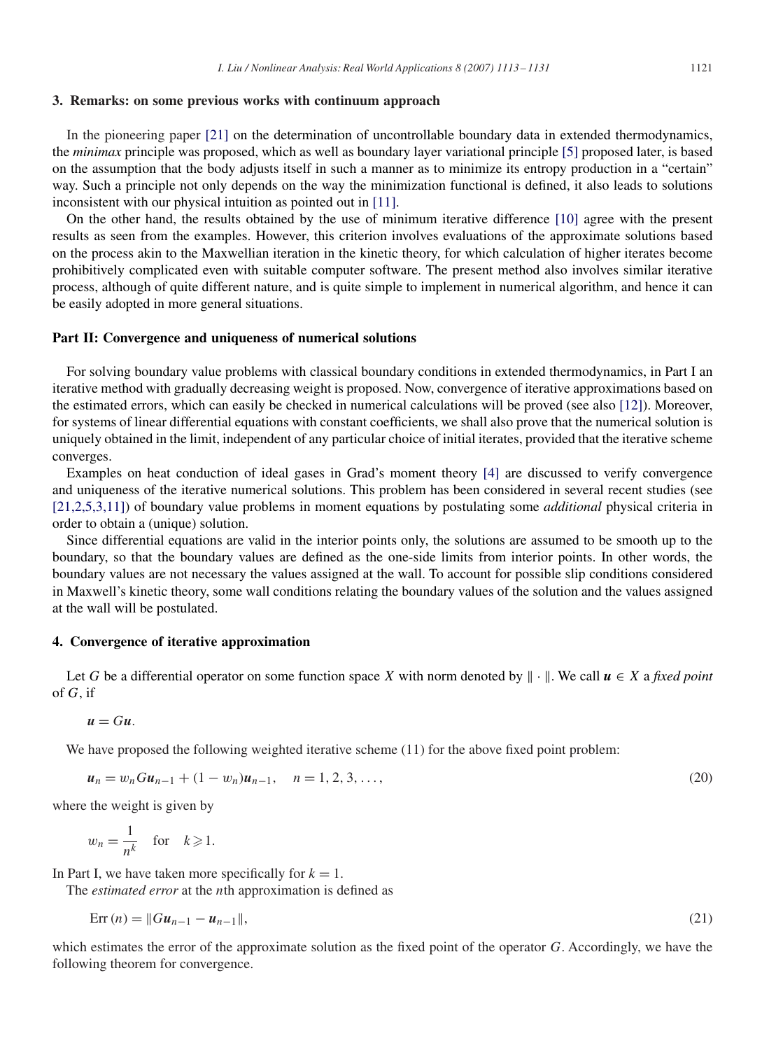## 3. Remarks: on some previous works with continuum approach

In the pioneering paper [21] on the determination of uncontrollable boundary data in extended thermodynamics, the *minimax* principle was proposed, which as well as boundary layer variational principle [5] proposed later, is based on the assumption that the body adjusts itself in such a manner as to minimize its entropy production in a "certain" way. Such a principle not only depends on the way the minimization functional is defined, it also leads to solutions inconsistent with our physical intuition as pointed out in [11].

On the other hand, the results obtained by the use of minimum iterative difference [10] agree with the present results as seen from the examples. However, this criterion involves evaluations of the approximate solutions based on the process akin to the Maxwellian iteration in the kinetic theory, for which calculation of higher iterates become prohibitively complicated even with suitable computer software. The present method also involves similar iterative process, although of quite different nature, and is quite simple to implement in numerical algorithm, and hence it can be easily adopted in more general situations.

## Part II: Convergence and uniqueness of numerical solutions

For solving boundary value problems with classical boundary conditions in extended thermodynamics, in Part I an iterative method with gradually decreasing weight is proposed. Now, convergence of iterative approximations based on the estimated errors, which can easily be checked in numerical calculations will be proved (see also [12]). Moreover, for systems of linear differential equations with constant coefficients, we shall also prove that the numerical solution is uniquely obtained in the limit, independent of any particular choice of initial iterates, provided that the iterative scheme converges.

Examples on heat conduction of ideal gases in Grad's moment theory [4] are discussed to verify convergence and uniqueness of the iterative numerical solutions. This problem has been considered in several recent studies (see [21,2,5,3,11]) of boundary value problems in moment equations by postulating some *additional* physical criteria in order to obtain a (unique) solution.

Since differential equations are valid in the interior points only, the solutions are assumed to be smooth up to the boundary, so that the boundary values are defined as the one-side limits from interior points. In other words, the boundary values are not necessary the values assigned at the wall. To account for possible slip conditions considered in Maxwell's kinetic theory, some wall conditions relating the boundary values of the solution and the values assigned at the wall will be postulated.

## 4. Convergence of iterative approximation

Let $G$ be a differential operator on some function space $X$ with norm denoted by $\|\cdot\|$. We call $\boldsymbol{u} \in X$ a *fixed point* of $G$, if

$$\boldsymbol{u} = G\boldsymbol{u}.$$

We have proposed the following weighted iterative scheme (11) for the above fixed point problem:

$$\boldsymbol{u}_n = w_n G\boldsymbol{u}_{n-1} + (1 - w_n)\boldsymbol{u}_{n-1}, \quad n = 1, 2, 3, \ldots, \tag{20}$$

where the weight is given by

$$w_n = \frac{1}{n^k} \quad \text{for} \quad k \geqslant 1.$$

In Part I, we have taken more specifically for $k = 1$.

The *estimated error* at the $n$th approximation is defined as

$$\text{Err}\,(n) = \|G\boldsymbol{u}_{n-1} - \boldsymbol{u}_{n-1}\|, \tag{21}$$

which estimates the error of the approximate solution as the fixed point of the operator $G$. Accordingly, we have the following theorem for convergence.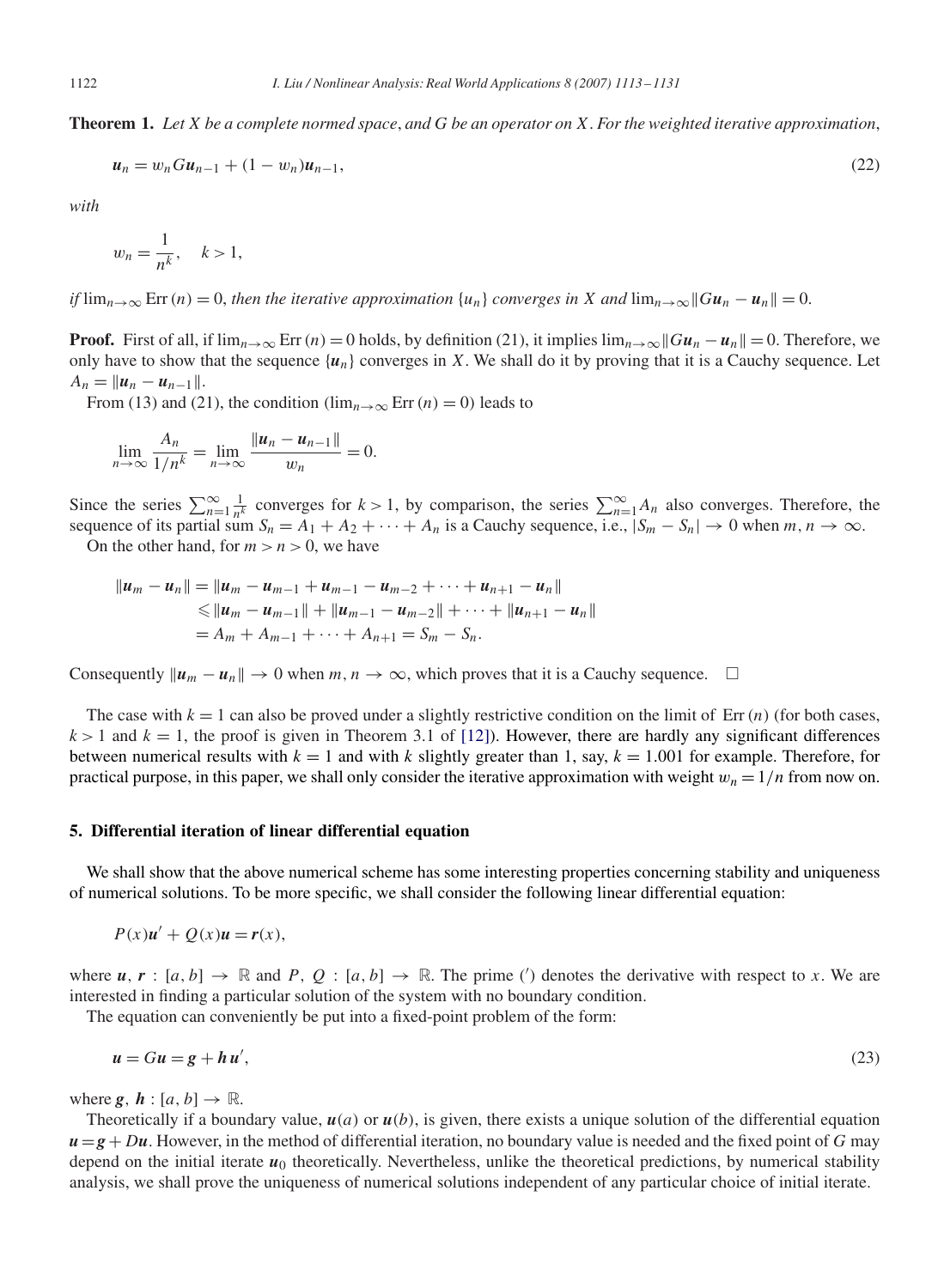**Theorem 1.** *Let X be a complete normed space, and G be an operator on X. For the weighted iterative approximation,*

$$\boldsymbol{u}_n = w_n G\boldsymbol{u}_{n-1} + (1 - w_n)\boldsymbol{u}_{n-1}, \tag{22}$$

*with*

$$w_n = \frac{1}{n^k}, \quad k > 1,$$

*if* $\lim_{n\to\infty} \mathrm{Err}\,(n) = 0$, *then the iterative approximation* $\{\boldsymbol{u}_n\}$ *converges in X and* $\lim_{n\to\infty} \|G\boldsymbol{u}_n - \boldsymbol{u}_n\| = 0$.

**Proof.** First of all, if $\lim_{n\to\infty} \mathrm{Err}\,(n) = 0$ holds, by definition (21), it implies $\lim_{n\to\infty} \|G\boldsymbol{u}_n - \boldsymbol{u}_n\| = 0$. Therefore, we only have to show that the sequence $\{\boldsymbol{u}_n\}$ converges in $X$. We shall do it by proving that it is a Cauchy sequence. Let $A_n = \|\boldsymbol{u}_n - \boldsymbol{u}_{n-1}\|$.

From (13) and (21), the condition ($\lim_{n\to\infty} \mathrm{Err}\,(n) = 0$) leads to

$$\lim_{n\to\infty} \frac{A_n}{1/n^k} = \lim_{n\to\infty} \frac{\|\boldsymbol{u}_n - \boldsymbol{u}_{n-1}\|}{w_n} = 0.$$

Since the series $\sum_{n=1}^{\infty} \frac{1}{n^k}$ converges for $k > 1$, by comparison, the series $\sum_{n=1}^{\infty} A_n$ also converges. Therefore, the sequence of its partial sum $S_n = A_1 + A_2 + \cdots + A_n$ is a Cauchy sequence, i.e., $|S_m - S_n| \to 0$ when $m, n \to \infty$.

On the other hand, for $m > n > 0$, we have

$$\begin{aligned}
\|\boldsymbol{u}_m - \boldsymbol{u}_n\| &= \|\boldsymbol{u}_m - \boldsymbol{u}_{m-1} + \boldsymbol{u}_{m-1} - \boldsymbol{u}_{m-2} + \cdots + \boldsymbol{u}_{n+1} - \boldsymbol{u}_n\| \\
&\leqslant \|\boldsymbol{u}_m - \boldsymbol{u}_{m-1}\| + \|\boldsymbol{u}_{m-1} - \boldsymbol{u}_{m-2}\| + \cdots + \|\boldsymbol{u}_{n+1} - \boldsymbol{u}_n\| \\
&= A_m + A_{m-1} + \cdots + A_{n+1} = S_m - S_n.
\end{aligned}$$

Consequently $\|\boldsymbol{u}_m - \boldsymbol{u}_n\| \to 0$ when $m, n \to \infty$, which proves that it is a Cauchy sequence. $\square$

The case with $k = 1$ can also be proved under a slightly restrictive condition on the limit of $\mathrm{Err}\,(n)$ (for both cases, $k > 1$ and $k = 1$, the proof is given in Theorem 3.1 of [12]). However, there are hardly any significant differences between numerical results with $k = 1$ and with $k$ slightly greater than 1, say, $k = 1.001$ for example. Therefore, for practical purpose, in this paper, we shall only consider the iterative approximation with weight $w_n = 1/n$ from now on.

## 5. Differential iteration of linear differential equation

We shall show that the above numerical scheme has some interesting properties concerning stability and uniqueness of numerical solutions. To be more specific, we shall consider the following linear differential equation:

$$P(x)\boldsymbol{u}' + Q(x)\boldsymbol{u} = \boldsymbol{r}(x),$$

where $\boldsymbol{u}, \boldsymbol{r} : [a, b] \to \mathbb{R}$ and $P, Q : [a, b] \to \mathbb{R}$. The prime ($'$) denotes the derivative with respect to $x$. We are interested in finding a particular solution of the system with no boundary condition.

The equation can conveniently be put into a fixed-point problem of the form:

$$\boldsymbol{u} = G\boldsymbol{u} = \boldsymbol{g} + \boldsymbol{h}\,\boldsymbol{u}', \tag{23}$$

where $\boldsymbol{g}, \boldsymbol{h} : [a, b] \to \mathbb{R}$.

Theoretically if a boundary value, $\boldsymbol{u}(a)$ or $\boldsymbol{u}(b)$, is given, there exists a unique solution of the differential equation $\boldsymbol{u} = \boldsymbol{g} + D\boldsymbol{u}$. However, in the method of differential iteration, no boundary value is needed and the fixed point of $G$ may depend on the initial iterate $\boldsymbol{u}_0$ theoretically. Nevertheless, unlike the theoretical predictions, by numerical stability analysis, we shall prove the uniqueness of numerical solutions independent of any particular choice of initial iterate.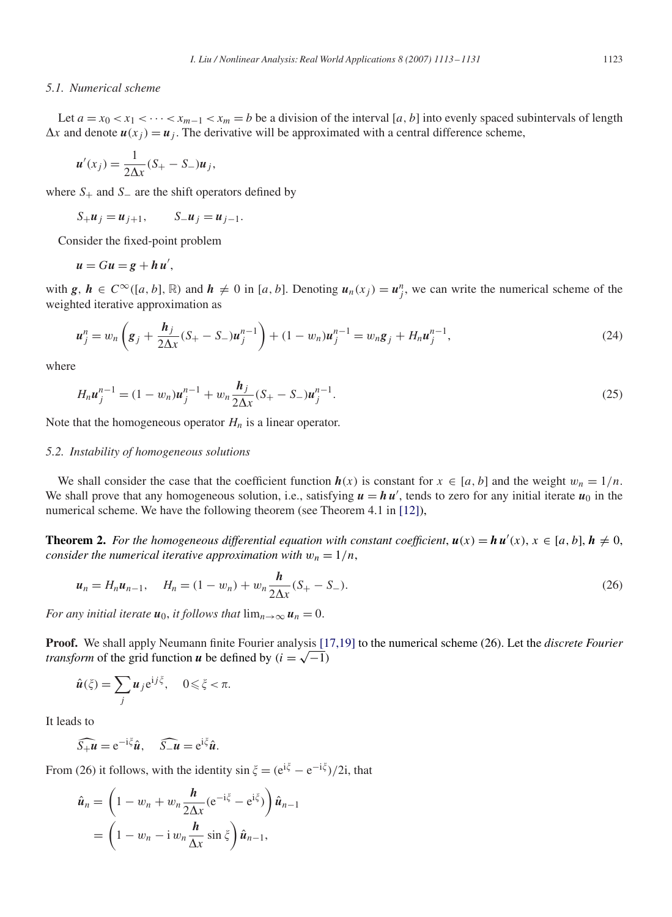### 5.1. Numerical scheme

Let $a = x_0 < x_1 < \cdots < x_{m-1} < x_m = b$ be a division of the interval $[a, b]$ into evenly spaced subintervals of length $\Delta x$ and denote $\boldsymbol{u}(x_j) = \boldsymbol{u}_j$. The derivative will be approximated with a central difference scheme,

$$\boldsymbol{u}'(x_j) = \frac{1}{2\Delta x}(S_+ - S_-)\boldsymbol{u}_j,$$

where $S_+$ and $S_-$ are the shift operators defined by

$$S_+\boldsymbol{u}_j = \boldsymbol{u}_{j+1}, \qquad S_-\boldsymbol{u}_j = \boldsymbol{u}_{j-1}.$$

Consider the fixed-point problem

$$\boldsymbol{u} = G\boldsymbol{u} = \boldsymbol{g} + \boldsymbol{h}\,\boldsymbol{u}',$$

with $\boldsymbol{g}, \boldsymbol{h} \in C^\infty([a, b], \mathbb{R})$ and $\boldsymbol{h} \neq 0$ in $[a, b]$. Denoting $\boldsymbol{u}_n(x_j) = \boldsymbol{u}_j^n$, we can write the numerical scheme of the weighted iterative approximation as

$$\boldsymbol{u}_j^n = w_n\left(\boldsymbol{g}_j + \frac{\boldsymbol{h}_j}{2\Delta x}(S_+ - S_-)\boldsymbol{u}_j^{n-1}\right) + (1 - w_n)\boldsymbol{u}_j^{n-1} = w_n\boldsymbol{g}_j + H_n\boldsymbol{u}_j^{n-1}, \tag{24}$$

where

$$H_n\boldsymbol{u}_j^{n-1} = (1 - w_n)\boldsymbol{u}_j^{n-1} + w_n\frac{\boldsymbol{h}_j}{2\Delta x}(S_+ - S_-)\boldsymbol{u}_j^{n-1}. \tag{25}$$

Note that the homogeneous operator $H_n$ is a linear operator.

### 5.2. Instability of homogeneous solutions

We shall consider the case that the coefficient function $\boldsymbol{h}(x)$ is constant for $x \in [a, b]$ and the weight $w_n = 1/n$. We shall prove that any homogeneous solution, i.e., satisfying $\boldsymbol{u} = \boldsymbol{h}\,\boldsymbol{u}'$, tends to zero for any initial iterate $\boldsymbol{u}_0$ in the numerical scheme. We have the following theorem (see Theorem 4.1 in [12]),

**Theorem 2.** *For the homogeneous differential equation with constant coefficient, $\boldsymbol{u}(x) = \boldsymbol{h}\,\boldsymbol{u}'(x)$, $x \in [a, b]$, $\boldsymbol{h} \neq 0$, consider the numerical iterative approximation with $w_n = 1/n$,*

$$\boldsymbol{u}_n = H_n\boldsymbol{u}_{n-1}, \quad H_n = (1 - w_n) + w_n\frac{\boldsymbol{h}}{2\Delta x}(S_+ - S_-). \tag{26}$$

*For any initial iterate $\boldsymbol{u}_0$, it follows that $\lim_{n\to\infty}\boldsymbol{u}_n = 0$.*

**Proof.** We shall apply Neumann finite Fourier analysis [17,19] to the numerical scheme (26). Let the *discrete Fourier transform* of the grid function $\boldsymbol{u}$ be defined by ($i = \sqrt{-1}$)

$$\hat{\boldsymbol{u}}(\xi) = \sum_j \boldsymbol{u}_j \mathrm{e}^{\mathrm{i}j\xi}, \quad 0 \leqslant \xi < \pi.$$

It leads to

$$\widehat{S_+\boldsymbol{u}} = \mathrm{e}^{-\mathrm{i}\xi}\hat{\boldsymbol{u}}, \quad \widehat{S_-\boldsymbol{u}} = \mathrm{e}^{\mathrm{i}\xi}\hat{\boldsymbol{u}}.$$

From (26) it follows, with the identity $\sin\xi = (\mathrm{e}^{\mathrm{i}\xi} - \mathrm{e}^{-\mathrm{i}\xi})/2\mathrm{i}$, that

$$\begin{aligned}
\hat{\boldsymbol{u}}_n &= \left(1 - w_n + w_n\frac{\boldsymbol{h}}{2\Delta x}(\mathrm{e}^{-\mathrm{i}\xi} - \mathrm{e}^{\mathrm{i}\xi})\right)\hat{\boldsymbol{u}}_{n-1} \\
&= \left(1 - w_n - \mathrm{i}\,w_n\frac{\boldsymbol{h}}{\Delta x}\sin\xi\right)\hat{\boldsymbol{u}}_{n-1},
\end{aligned}$$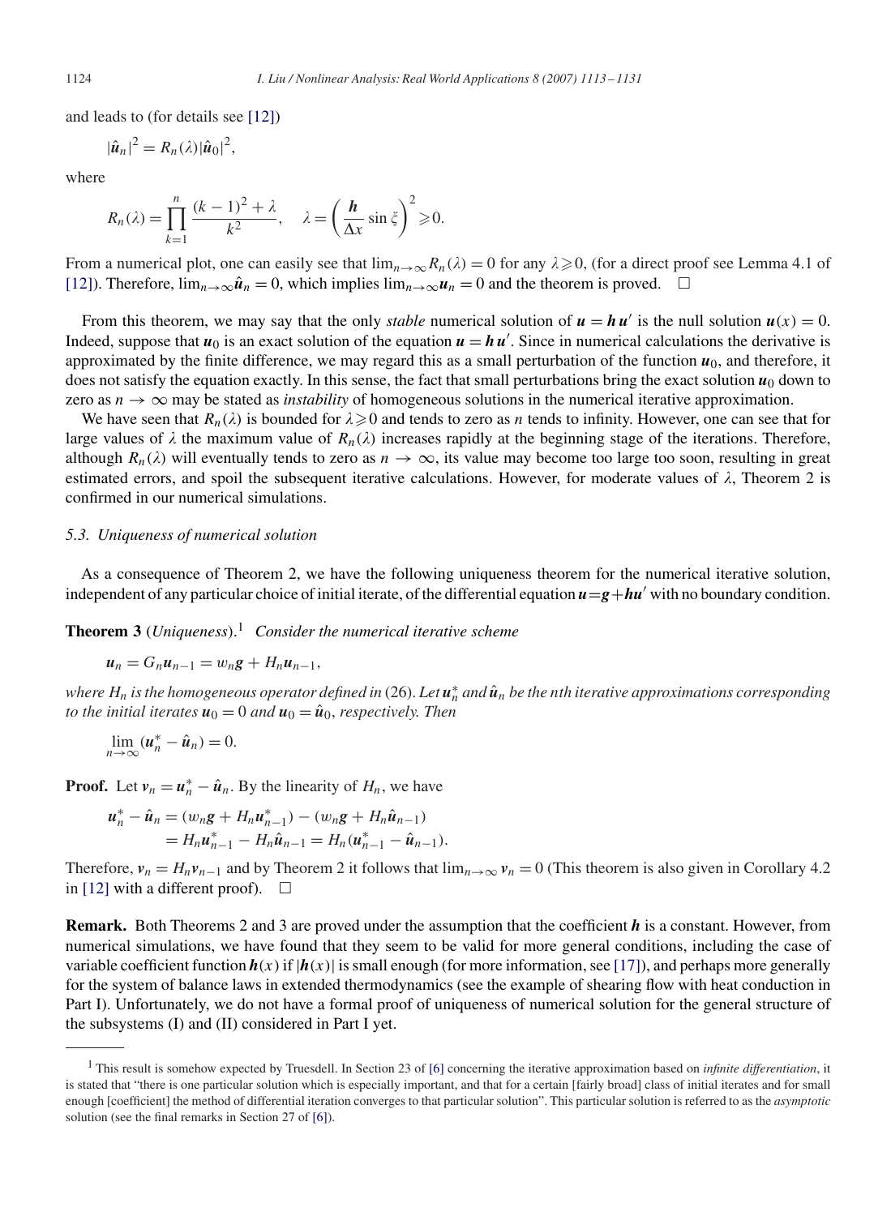and leads to (for details see [12])

$$|\hat{\boldsymbol{u}}_n|^2 = R_n(\lambda)|\hat{\boldsymbol{u}}_0|^2,$$

where

$$R_n(\lambda) = \prod_{k=1}^{n} \frac{(k-1)^2 + \lambda}{k^2}, \quad \lambda = \left(\frac{\boldsymbol{h}}{\Delta x} \sin \xi\right)^2 \geqslant 0.$$

From a numerical plot, one can easily see that $\lim_{n\to\infty} R_n(\lambda) = 0$ for any $\lambda \geqslant 0$, (for a direct proof see Lemma 4.1 of [12]). Therefore, $\lim_{n\to\infty} \hat{\boldsymbol{u}}_n = 0$, which implies $\lim_{n\to\infty} \boldsymbol{u}_n = 0$ and the theorem is proved. □

From this theorem, we may say that the only *stable* numerical solution of $\boldsymbol{u} = \boldsymbol{h}\,\boldsymbol{u}'$ is the null solution $\boldsymbol{u}(x) = 0$. Indeed, suppose that $\boldsymbol{u}_0$ is an exact solution of the equation $\boldsymbol{u} = \boldsymbol{h}\,\boldsymbol{u}'$. Since in numerical calculations the derivative is approximated by the finite difference, we may regard this as a small perturbation of the function $\boldsymbol{u}_0$, and therefore, it does not satisfy the equation exactly. In this sense, the fact that small perturbations bring the exact solution $\boldsymbol{u}_0$ down to zero as $n \to \infty$ may be stated as *instability* of homogeneous solutions in the numerical iterative approximation.

We have seen that $R_n(\lambda)$ is bounded for $\lambda \geqslant 0$ and tends to zero as $n$ tends to infinity. However, one can see that for large values of $\lambda$ the maximum value of $R_n(\lambda)$ increases rapidly at the beginning stage of the iterations. Therefore, although $R_n(\lambda)$ will eventually tends to zero as $n \to \infty$, its value may become too large too soon, resulting in great estimated errors, and spoil the subsequent iterative calculations. However, for moderate values of $\lambda$, Theorem 2 is confirmed in our numerical simulations.

### 5.3. Uniqueness of numerical solution

As a consequence of Theorem 2, we have the following uniqueness theorem for the numerical iterative solution, independent of any particular choice of initial iterate, of the differential equation $\boldsymbol{u} = \boldsymbol{g} + \boldsymbol{h}\boldsymbol{u}'$ with no boundary condition.

**Theorem 3** (*Uniqueness*).[1] *Consider the numerical iterative scheme*

$$\boldsymbol{u}_n = G_n \boldsymbol{u}_{n-1} = w_n \boldsymbol{g} + H_n \boldsymbol{u}_{n-1},$$

*where $H_n$ is the homogeneous operator defined in* (26). *Let $\boldsymbol{u}_n^*$ and $\hat{\boldsymbol{u}}_n$ be the nth iterative approximations corresponding to the initial iterates $\boldsymbol{u}_0 = 0$ and $\boldsymbol{u}_0 = \hat{\boldsymbol{u}}_0$, respectively. Then*

$$\lim_{n\to\infty} (\boldsymbol{u}_n^* - \hat{\boldsymbol{u}}_n) = 0.$$

**Proof.** Let $\boldsymbol{v}_n = \boldsymbol{u}_n^* - \hat{\boldsymbol{u}}_n$. By the linearity of $H_n$, we have

$$\begin{aligned}\boldsymbol{u}_n^* - \hat{\boldsymbol{u}}_n &= (w_n \boldsymbol{g} + H_n \boldsymbol{u}_{n-1}^*) - (w_n \boldsymbol{g} + H_n \hat{\boldsymbol{u}}_{n-1}) \\ &= H_n \boldsymbol{u}_{n-1}^* - H_n \hat{\boldsymbol{u}}_{n-1} = H_n(\boldsymbol{u}_{n-1}^* - \hat{\boldsymbol{u}}_{n-1}).\end{aligned}$$

Therefore, $\boldsymbol{v}_n = H_n \boldsymbol{v}_{n-1}$ and by Theorem 2 it follows that $\lim_{n\to\infty} \boldsymbol{v}_n = 0$ (This theorem is also given in Corollary 4.2 in [12] with a different proof). □

**Remark.** Both Theorems 2 and 3 are proved under the assumption that the coefficient $\boldsymbol{h}$ is a constant. However, from numerical simulations, we have found that they seem to be valid for more general conditions, including the case of variable coefficient function $\boldsymbol{h}(x)$ if $|\boldsymbol{h}(x)|$ is small enough (for more information, see [17]), and perhaps more generally for the system of balance laws in extended thermodynamics (see the example of shearing flow with heat conduction in Part I). Unfortunately, we do not have a formal proof of uniqueness of numerical solution for the general structure of the subsystems (I) and (II) considered in Part I yet.

---

[1] This result is somehow expected by Truesdell. In Section 23 of [6] concerning the iterative approximation based on *infinite differentiation*, it is stated that "there is one particular solution which is especially important, and that for a certain [fairly broad] class of initial iterates and for small enough [coefficient] the method of differential iteration converges to that particular solution". This particular solution is referred to as the *asymptotic* solution (see the final remarks in Section 27 of [6]).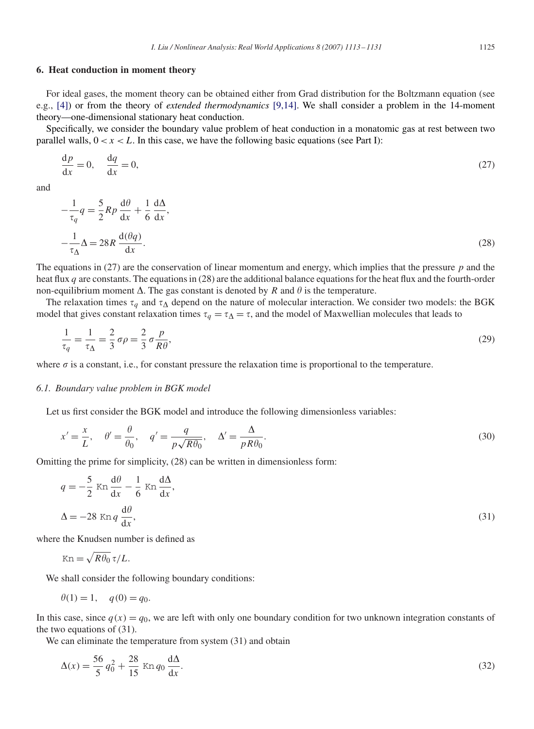## 6. Heat conduction in moment theory

For ideal gases, the moment theory can be obtained either from Grad distribution for the Boltzmann equation (see e.g., [4]) or from the theory of *extended thermodynamics* [9,14]. We shall consider a problem in the 14-moment theory—one-dimensional stationary heat conduction.

Specifically, we consider the boundary value problem of heat conduction in a monatomic gas at rest between two parallel walls, $0 < x < L$. In this case, we have the following basic equations (see Part I):

$$\frac{\mathrm{d}p}{\mathrm{d}x} = 0, \quad \frac{\mathrm{d}q}{\mathrm{d}x} = 0, \tag{27}$$

and

$$-\frac{1}{\tau_q} q = \frac{5}{2} R p \frac{\mathrm{d}\theta}{\mathrm{d}x} + \frac{1}{6}\frac{\mathrm{d}\Delta}{\mathrm{d}x},$$
$$-\frac{1}{\tau_\Delta}\Delta = 28 R \frac{\mathrm{d}(\theta q)}{\mathrm{d}x}. \tag{28}$$

The equations in (27) are the conservation of linear momentum and energy, which implies that the pressure $p$ and the heat flux $q$ are constants. The equations in (28) are the additional balance equations for the heat flux and the fourth-order non-equilibrium moment $\Delta$. The gas constant is denoted by $R$ and $\theta$ is the temperature.

The relaxation times $\tau_q$ and $\tau_\Delta$ depend on the nature of molecular interaction. We consider two models: the BGK model that gives constant relaxation times $\tau_q = \tau_\Delta = \tau$, and the model of Maxwellian molecules that leads to

$$\frac{1}{\tau_q} = \frac{1}{\tau_\Delta} = \frac{2}{3}\sigma\rho = \frac{2}{3}\sigma\frac{p}{R\theta}, \tag{29}$$

where $\sigma$ is a constant, i.e., for constant pressure the relaxation time is proportional to the temperature.

### 6.1. Boundary value problem in BGK model

Let us first consider the BGK model and introduce the following dimensionless variables:

$$x' = \frac{x}{L}, \quad \theta' = \frac{\theta}{\theta_0}, \quad q' = \frac{q}{p\sqrt{R\theta_0}}, \quad \Delta' = \frac{\Delta}{pR\theta_0}. \tag{30}$$

Omitting the prime for simplicity, (28) can be written in dimensionless form:

$$q = -\frac{5}{2}\,\mathrm{Kn}\,\frac{\mathrm{d}\theta}{\mathrm{d}x} - \frac{1}{6}\,\mathrm{Kn}\,\frac{\mathrm{d}\Delta}{\mathrm{d}x},$$
$$\Delta = -28\,\mathrm{Kn}\,q\,\frac{\mathrm{d}\theta}{\mathrm{d}x}, \tag{31}$$

where the Knudsen number is defined as

$$\mathrm{Kn} = \sqrt{R\theta_0}\,\tau/L.$$

We shall consider the following boundary conditions:

$$\theta(1) = 1, \quad q(0) = q_0.$$

In this case, since $q(x) = q_0$, we are left with only one boundary condition for two unknown integration constants of the two equations of (31).

We can eliminate the temperature from system (31) and obtain

$$\Delta(x) = \frac{56}{5} q_0^2 + \frac{28}{15}\,\mathrm{Kn}\,q_0\frac{\mathrm{d}\Delta}{\mathrm{d}x}. \tag{32}$$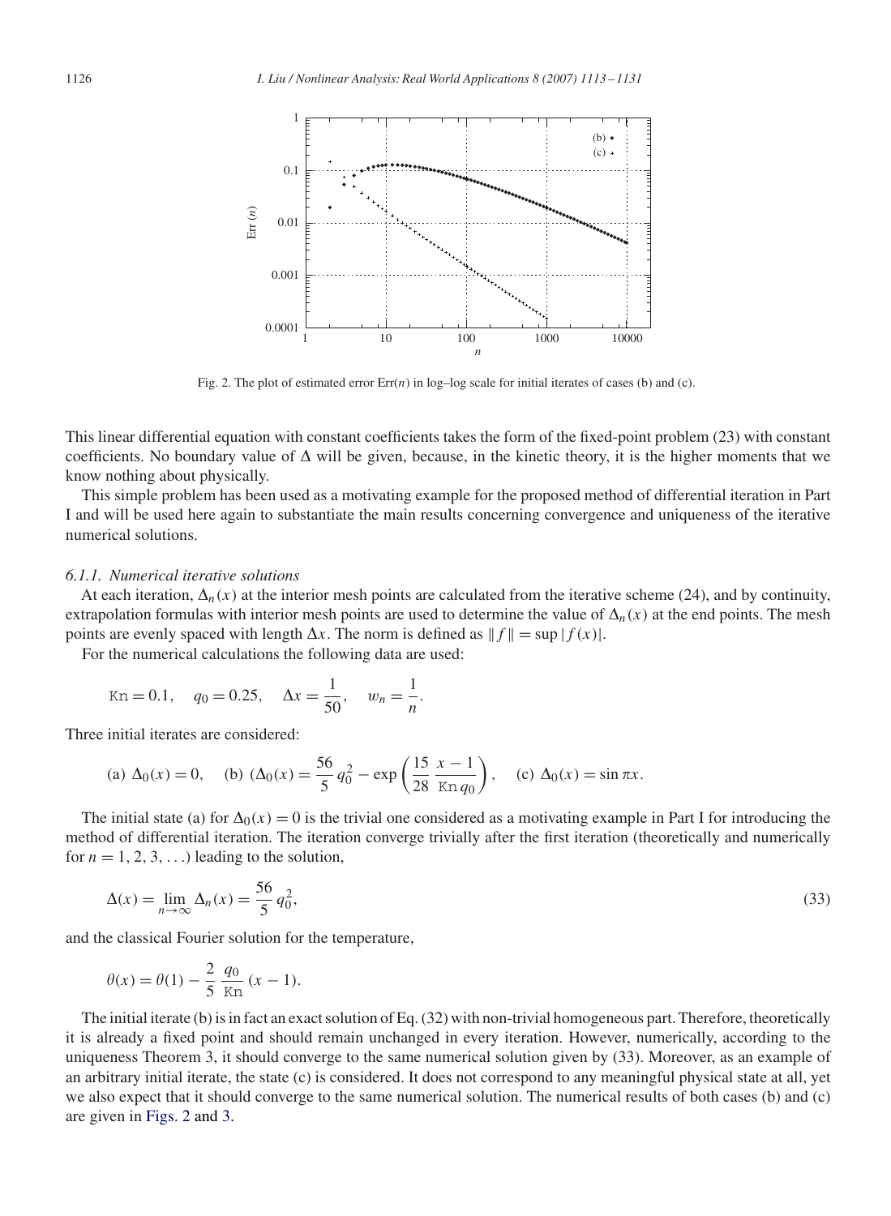1
0.1
0.01
0.001
0.0001

Err (n)

1 10 100 1000 10000

n

(b)
(c)

Fig. 2. The plot of estimated error Err($n$) in log–log scale for initial iterates of cases (b) and (c).

This linear differential equation with constant coefficients takes the form of the fixed-point problem (23) with constant coefficients. No boundary value of $\Delta$ will be given, because, in the kinetic theory, it is the higher moments that we know nothing about physically.

This simple problem has been used as a motivating example for the proposed method of differential iteration in Part I and will be used here again to substantiate the main results concerning convergence and uniqueness of the iterative numerical solutions.

### *6.1.1. Numerical iterative solutions*

At each iteration, $\Delta_n(x)$ at the interior mesh points are calculated from the iterative scheme (24), and by continuity, extrapolation formulas with interior mesh points are used to determine the value of $\Delta_n(x)$ at the end points. The mesh points are evenly spaced with length $\Delta x$. The norm is defined as $\|f\| = \sup |f(x)|$.

For the numerical calculations the following data are used:

$$\mathrm{Kn} = 0.1, \quad q_0 = 0.25, \quad \Delta x = \frac{1}{50}, \quad w_n = \frac{1}{n}.$$

Three initial iterates are considered:

$$\text{(a) } \Delta_0(x) = 0, \quad \text{(b) } (\Delta_0(x) = \frac{56}{5} q_0^2 - \exp\left(\frac{15}{28} \frac{x-1}{\mathrm{Kn}\, q_0}\right), \quad \text{(c) } \Delta_0(x) = \sin \pi x.$$

The initial state (a) for $\Delta_0(x) = 0$ is the trivial one considered as a motivating example in Part I for introducing the method of differential iteration. The iteration converge trivially after the first iteration (theoretically and numerically for $n = 1, 2, 3, \ldots$) leading to the solution,

$$\Delta(x) = \lim_{n \to \infty} \Delta_n(x) = \frac{56}{5} q_0^2, \tag{33}$$

and the classical Fourier solution for the temperature,

$$\theta(x) = \theta(1) - \frac{2}{5} \frac{q_0}{\mathrm{Kn}} (x - 1).$$

The initial iterate (b) is in fact an exact solution of Eq. (32) with non-trivial homogeneous part. Therefore, theoretically it is already a fixed point and should remain unchanged in every iteration. However, numerically, according to the uniqueness Theorem 3, it should converge to the same numerical solution given by (33). Moreover, as an example of an arbitrary initial iterate, the state (c) is considered. It does not correspond to any meaningful physical state at all, yet we also expect that it should converge to the same numerical solution. The numerical results of both cases (b) and (c) are given in Figs. 2 and 3.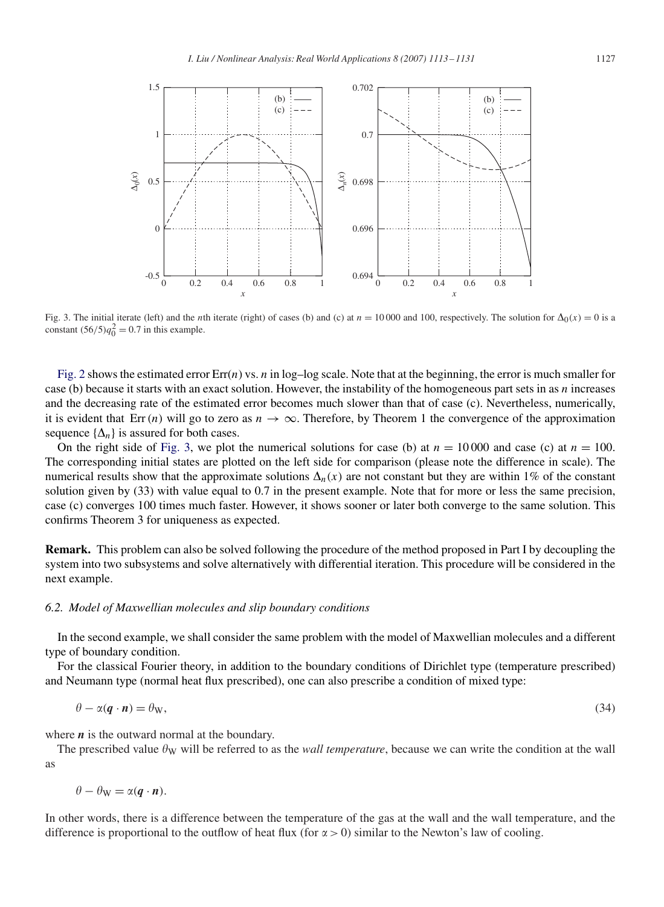1.5
1
0.5
0
-0.5
0
0.2
0.4
0.6
0.8
1
x
$\Delta_0(x)$
(b)
(c)

0.702
0.7
0.698
0.696
0.694
0
0.2
0.4
0.6
0.8
1
x
$\Delta_n(x)$
(b)
(c)

Fig. 3. The initial iterate (left) and the $n$th iterate (right) of cases (b) and (c) at $n = 10\,000$ and 100, respectively. The solution for $\Delta_0(x) = 0$ is a constant $(56/5)q_0^2 = 0.7$ in this example.

Fig. 2 shows the estimated error $\text{Err}(n)$ vs. $n$ in log–log scale. Note that at the beginning, the error is much smaller for case (b) because it starts with an exact solution. However, the instability of the homogeneous part sets in as $n$ increases and the decreasing rate of the estimated error becomes much slower than that of case (c). Nevertheless, numerically, it is evident that $\text{Err}(n)$ will go to zero as $n \to \infty$. Therefore, by Theorem 1 the convergence of the approximation sequence $\{\Delta_n\}$ is assured for both cases.

On the right side of Fig. 3, we plot the numerical solutions for case (b) at $n = 10\,000$ and case (c) at $n = 100$. The corresponding initial states are plotted on the left side for comparison (please note the difference in scale). The numerical results show that the approximate solutions $\Delta_n(x)$ are not constant but they are within 1% of the constant solution given by (33) with value equal to 0.7 in the present example. Note that for more or less the same precision, case (c) converges 100 times much faster. However, it shows sooner or later both converge to the same solution. This confirms Theorem 3 for uniqueness as expected.

**Remark.** This problem can also be solved following the procedure of the method proposed in Part I by decoupling the system into two subsystems and solve alternatively with differential iteration. This procedure will be considered in the next example.

### *6.2. Model of Maxwellian molecules and slip boundary conditions*

In the second example, we shall consider the same problem with the model of Maxwellian molecules and a different type of boundary condition.

For the classical Fourier theory, in addition to the boundary conditions of Dirichlet type (temperature prescribed) and Neumann type (normal heat flux prescribed), one can also prescribe a condition of mixed type:

$$\theta - \alpha(\boldsymbol{q} \cdot \boldsymbol{n}) = \theta_\text{W}, \tag{34}$$

where $\boldsymbol{n}$ is the outward normal at the boundary.

The prescribed value $\theta_\text{W}$ will be referred to as the *wall temperature*, because we can write the condition at the wall as

$$\theta - \theta_\text{W} = \alpha(\boldsymbol{q} \cdot \boldsymbol{n}).$$

In other words, there is a difference between the temperature of the gas at the wall and the wall temperature, and the difference is proportional to the outflow of heat flux (for $\alpha > 0$) similar to the Newton's law of cooling.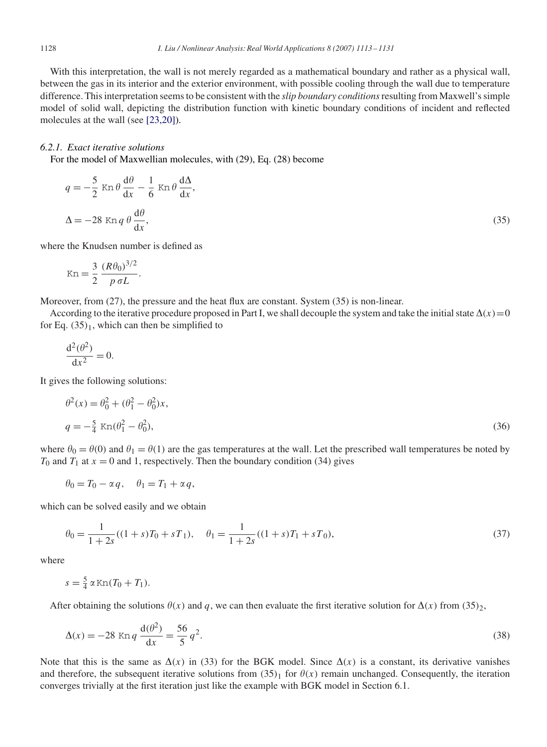With this interpretation, the wall is not merely regarded as a mathematical boundary and rather as a physical wall, between the gas in its interior and the exterior environment, with possible cooling through the wall due to temperature difference. This interpretation seems to be consistent with the *slip boundary conditions* resulting from Maxwell's simple model of solid wall, depicting the distribution function with kinetic boundary conditions of incident and reflected molecules at the wall (see [23,20]).

#### 6.2.1. Exact iterative solutions

For the model of Maxwellian molecules, with (29), Eq. (28) become

$$
\begin{aligned}
q &= -\frac{5}{2}\,\mathrm{Kn}\,\theta\,\frac{\mathrm{d}\theta}{\mathrm{d}x} - \frac{1}{6}\,\mathrm{Kn}\,\theta\,\frac{\mathrm{d}\Delta}{\mathrm{d}x},\\
\Delta &= -28\,\mathrm{Kn}\,q\,\theta\,\frac{\mathrm{d}\theta}{\mathrm{d}x},
\end{aligned}
\tag{35}
$$

where the Knudsen number is defined as

$$
\mathrm{Kn} = \frac{3}{2}\,\frac{(R\theta_0)^{3/2}}{p\,\sigma L}.
$$

Moreover, from (27), the pressure and the heat flux are constant. System (35) is non-linear.

According to the iterative procedure proposed in Part I, we shall decouple the system and take the initial state $\Delta(x)=0$ for Eq. $(35)_1$, which can then be simplified to

$$
\frac{\mathrm{d}^2(\theta^2)}{\mathrm{d}x^2} = 0.
$$

It gives the following solutions:

$$
\begin{aligned}
\theta^2(x) &= \theta_0^2 + (\theta_1^2 - \theta_0^2)x,\\
q &= -\tfrac{5}{4}\,\mathrm{Kn}(\theta_1^2 - \theta_0^2),
\end{aligned}
\tag{36}
$$

where $\theta_0 = \theta(0)$ and $\theta_1 = \theta(1)$ are the gas temperatures at the wall. Let the prescribed wall temperatures be noted by $T_0$ and $T_1$ at $x = 0$ and 1, respectively. Then the boundary condition (34) gives

$$
\theta_0 = T_0 - \alpha q, \quad \theta_1 = T_1 + \alpha q,
$$

which can be solved easily and we obtain

$$
\theta_0 = \frac{1}{1+2s}((1+s)T_0 + sT_1), \quad \theta_1 = \frac{1}{1+2s}((1+s)T_1 + sT_0),
\tag{37}
$$

where

$$
s = \tfrac{5}{4}\,\alpha\,\mathrm{Kn}(T_0 + T_1).
$$

After obtaining the solutions $\theta(x)$ and $q$, we can then evaluate the first iterative solution for $\Delta(x)$ from $(35)_2$,

$$
\Delta(x) = -28\,\mathrm{Kn}\,q\,\frac{\mathrm{d}(\theta^2)}{\mathrm{d}x} = \frac{56}{5}\,q^2.
\tag{38}
$$

Note that this is the same as $\Delta(x)$ in (33) for the BGK model. Since $\Delta(x)$ is a constant, its derivative vanishes and therefore, the subsequent iterative solutions from $(35)_1$ for $\theta(x)$ remain unchanged. Consequently, the iteration converges trivially at the first iteration just like the example with BGK model in Section 6.1.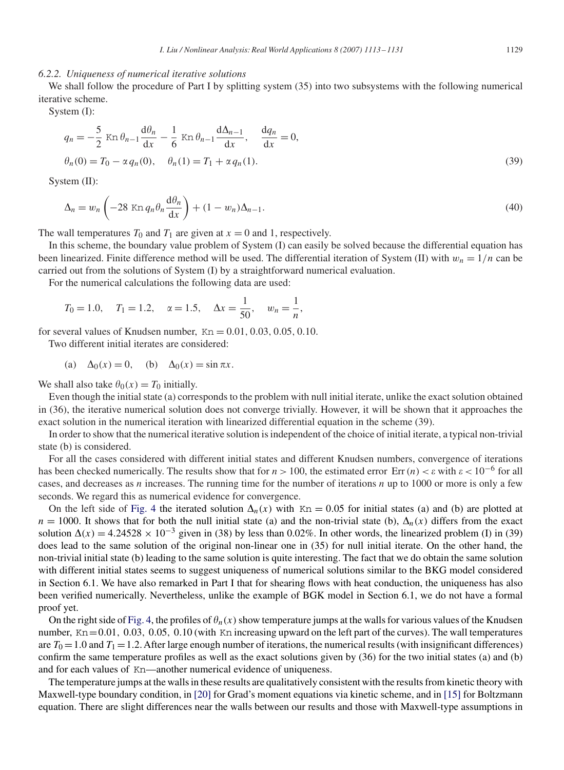#### 6.2.2. Uniqueness of numerical iterative solutions

We shall follow the procedure of Part I by splitting system (35) into two subsystems with the following numerical iterative scheme.

System (I):

$$q_n = -\frac{5}{2}\,\mathtt{Kn}\,\theta_{n-1}\frac{\mathrm{d}\theta_n}{\mathrm{d}x} - \frac{1}{6}\,\mathtt{Kn}\,\theta_{n-1}\frac{\mathrm{d}\Delta_{n-1}}{\mathrm{d}x}, \quad \frac{\mathrm{d}q_n}{\mathrm{d}x} = 0,$$

$$\theta_n(0) = T_0 - \alpha\, q_n(0), \quad \theta_n(1) = T_1 + \alpha\, q_n(1). \tag{39}$$

System (II):

$$\Delta_n = w_n\left(-28\,\mathtt{Kn}\,q_n\theta_n\frac{\mathrm{d}\theta_n}{\mathrm{d}x}\right) + (1 - w_n)\Delta_{n-1}. \tag{40}$$

The wall temperatures $T_0$ and $T_1$ are given at $x = 0$ and 1, respectively.

In this scheme, the boundary value problem of System (I) can easily be solved because the differential equation has been linearized. Finite difference method will be used. The differential iteration of System (II) with $w_n = 1/n$ can be carried out from the solutions of System (I) by a straightforward numerical evaluation.

For the numerical calculations the following data are used:

$$T_0 = 1.0, \quad T_1 = 1.2, \quad \alpha = 1.5, \quad \Delta x = \frac{1}{50}, \quad w_n = \frac{1}{n},$$

for several values of Knudsen number, $\mathtt{Kn} = 0.01, 0.03, 0.05, 0.10$.

Two different initial iterates are considered:

(a) $\Delta_0(x) = 0$, (b) $\Delta_0(x) = \sin \pi x$.

We shall also take $\theta_0(x) = T_0$ initially.

Even though the initial state (a) corresponds to the problem with null initial iterate, unlike the exact solution obtained in (36), the iterative numerical solution does not converge trivially. However, it will be shown that it approaches the exact solution in the numerical iteration with linearized differential equation in the scheme (39).

In order to show that the numerical iterative solution is independent of the choice of initial iterate, a typical non-trivial state (b) is considered.

For all the cases considered with different initial states and different Knudsen numbers, convergence of iterations has been checked numerically. The results show that for $n > 100$, the estimated error $\mathrm{Err}\,(n) < \varepsilon$ with $\varepsilon < 10^{-6}$ for all cases, and decreases as $n$ increases. The running time for the number of iterations $n$ up to 1000 or more is only a few seconds. We regard this as numerical evidence for convergence.

On the left side of Fig. 4 the iterated solution $\Delta_n(x)$ with $\mathtt{Kn} = 0.05$ for initial states (a) and (b) are plotted at $n = 1000$. It shows that for both the null initial state (a) and the non-trivial state (b), $\Delta_n(x)$ differs from the exact solution $\Delta(x) = 4.24528 \times 10^{-3}$ given in (38) by less than 0.02%. In other words, the linearized problem (I) in (39) does lead to the same solution of the original non-linear one in (35) for null initial iterate. On the other hand, the non-trivial initial state (b) leading to the same solution is quite interesting. The fact that we do obtain the same solution with different initial states seems to suggest uniqueness of numerical solutions similar to the BKG model considered in Section 6.1. We have also remarked in Part I that for shearing flows with heat conduction, the uniqueness has also been verified numerically. Nevertheless, unlike the example of BGK model in Section 6.1, we do not have a formal proof yet.

On the right side of Fig. 4, the profiles of $\theta_n(x)$ show temperature jumps at the walls for various values of the Knudsen number, $\mathtt{Kn} = 0.01,\ 0.03,\ 0.05,\ 0.10$ (with $\mathtt{Kn}$ increasing upward on the left part of the curves). The wall temperatures are $T_0 = 1.0$ and $T_1 = 1.2$. After large enough number of iterations, the numerical results (with insignificant differences) confirm the same temperature profiles as well as the exact solutions given by (36) for the two initial states (a) and (b) and for each values of $\mathtt{Kn}$—another numerical evidence of uniqueness.

The temperature jumps at the walls in these results are qualitatively consistent with the results from kinetic theory with Maxwell-type boundary condition, in [20] for Grad's moment equations via kinetic scheme, and in [15] for Boltzmann equation. There are slight differences near the walls between our results and those with Maxwell-type assumptions in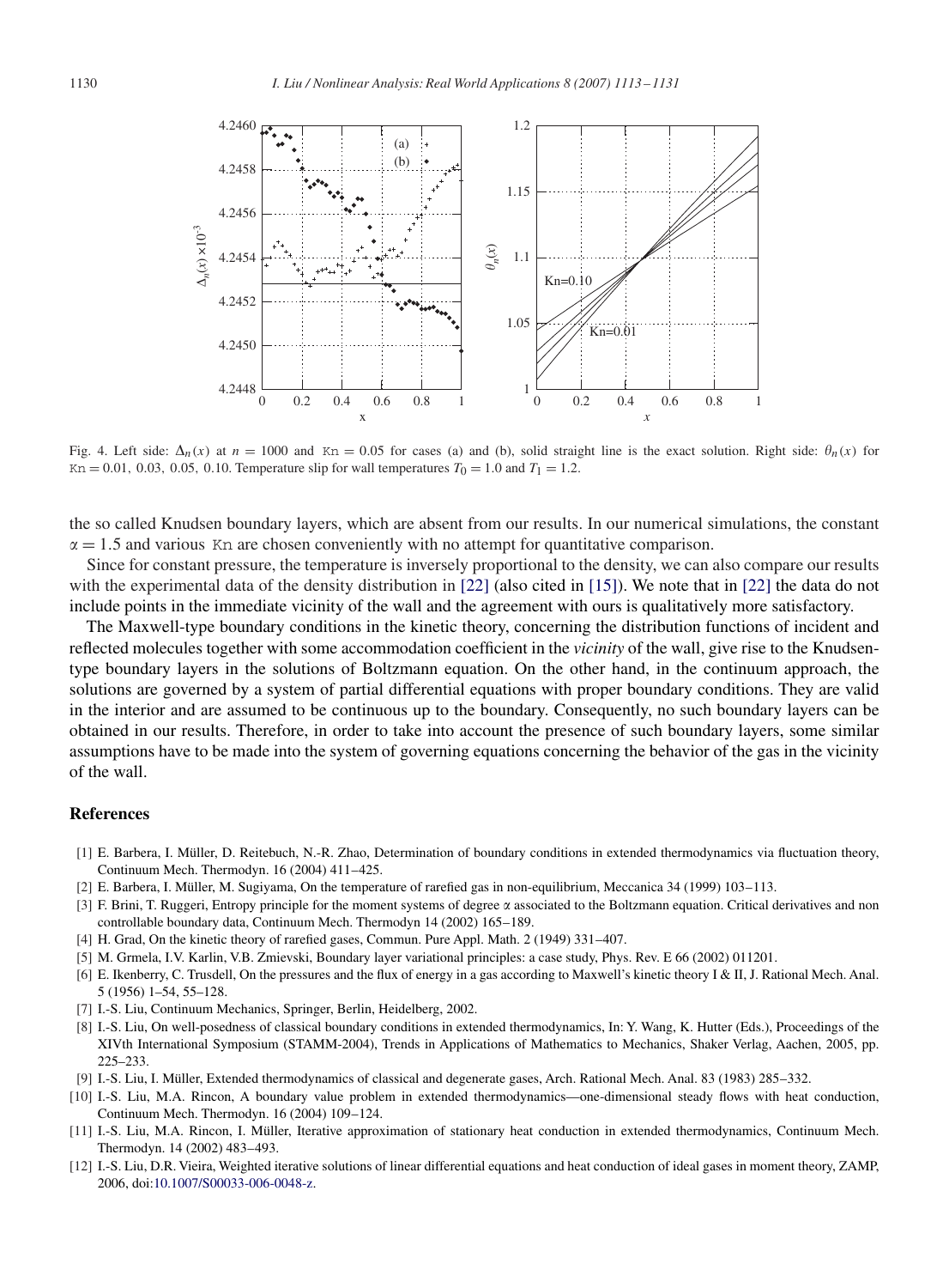4.2460
4.2458
4.2456
4.2454
4.2452
4.2450
4.2448
$\Delta_n(x) \times 10^{-3}$
(a)
(b)
0 0.2 0.4 0.6 0.8 1
x

1.2
1.15
1.1
1.05
1
$\theta_n(x)$
Kn=0.10
Kn=0.01
0 0.2 0.4 0.6 0.8 1
x

Fig. 4. Left side: $\Delta_n(x)$ at $n = 1000$ and Kn $= 0.05$ for cases (a) and (b), solid straight line is the exact solution. Right side: $\theta_n(x)$ for Kn $= 0.01,\ 0.03,\ 0.05,\ 0.10$. Temperature slip for wall temperatures $T_0 = 1.0$ and $T_1 = 1.2$.

the so called Knudsen boundary layers, which are absent from our results. In our numerical simulations, the constant $\alpha = 1.5$ and various Kn are chosen conveniently with no attempt for quantitative comparison.

Since for constant pressure, the temperature is inversely proportional to the density, we can also compare our results with the experimental data of the density distribution in [22] (also cited in [15]). We note that in [22] the data do not include points in the immediate vicinity of the wall and the agreement with ours is qualitatively more satisfactory.

The Maxwell-type boundary conditions in the kinetic theory, concerning the distribution functions of incident and reflected molecules together with some accommodation coefficient in the *vicinity* of the wall, give rise to the Knudsen-type boundary layers in the solutions of Boltzmann equation. On the other hand, in the continuum approach, the solutions are governed by a system of partial differential equations with proper boundary conditions. They are valid in the interior and are assumed to be continuous up to the boundary. Consequently, no such boundary layers can be obtained in our results. Therefore, in order to take into account the presence of such boundary layers, some similar assumptions have to be made into the system of governing equations concerning the behavior of the gas in the vicinity of the wall.

## References

[1] E. Barbera, I. Müller, D. Reitebuch, N.-R. Zhao, Determination of boundary conditions in extended thermodynamics via fluctuation theory, Continuum Mech. Thermodyn. 16 (2004) 411–425.

[2] E. Barbera, I. Müller, M. Sugiyama, On the temperature of rarefied gas in non-equilibrium, Meccanica 34 (1999) 103–113.

[3] F. Brini, T. Ruggeri, Entropy principle for the moment systems of degree α associated to the Boltzmann equation. Critical derivatives and non controllable boundary data, Continuum Mech. Thermodyn 14 (2002) 165–189.

[4] H. Grad, On the kinetic theory of rarefied gases, Commun. Pure Appl. Math. 2 (1949) 331–407.

[5] M. Grmela, I.V. Karlin, V.B. Zmievski, Boundary layer variational principles: a case study, Phys. Rev. E 66 (2002) 011201.

[6] E. Ikenberry, C. Trusdell, On the pressures and the flux of energy in a gas according to Maxwell's kinetic theory I & II, J. Rational Mech. Anal. 5 (1956) 1–54, 55–128.

[7] I.-S. Liu, Continuum Mechanics, Springer, Berlin, Heidelberg, 2002.

[8] I.-S. Liu, On well-posedness of classical boundary conditions in extended thermodynamics, In: Y. Wang, K. Hutter (Eds.), Proceedings of the XIVth International Symposium (STAMM-2004), Trends in Applications of Mathematics to Mechanics, Shaker Verlag, Aachen, 2005, pp. 225–233.

[9] I.-S. Liu, I. Müller, Extended thermodynamics of classical and degenerate gases, Arch. Rational Mech. Anal. 83 (1983) 285–332.

[10] I.-S. Liu, M.A. Rincon, A boundary value problem in extended thermodynamics—one-dimensional steady flows with heat conduction, Continuum Mech. Thermodyn. 16 (2004) 109–124.

[11] I.-S. Liu, M.A. Rincon, I. Müller, Iterative approximation of stationary heat conduction in extended thermodynamics, Continuum Mech. Thermodyn. 14 (2002) 483–493.

[12] I.-S. Liu, D.R. Vieira, Weighted iterative solutions of linear differential equations and heat conduction of ideal gases in moment theory, ZAMP, 2006, doi:10.1007/S00033-006-0048-z.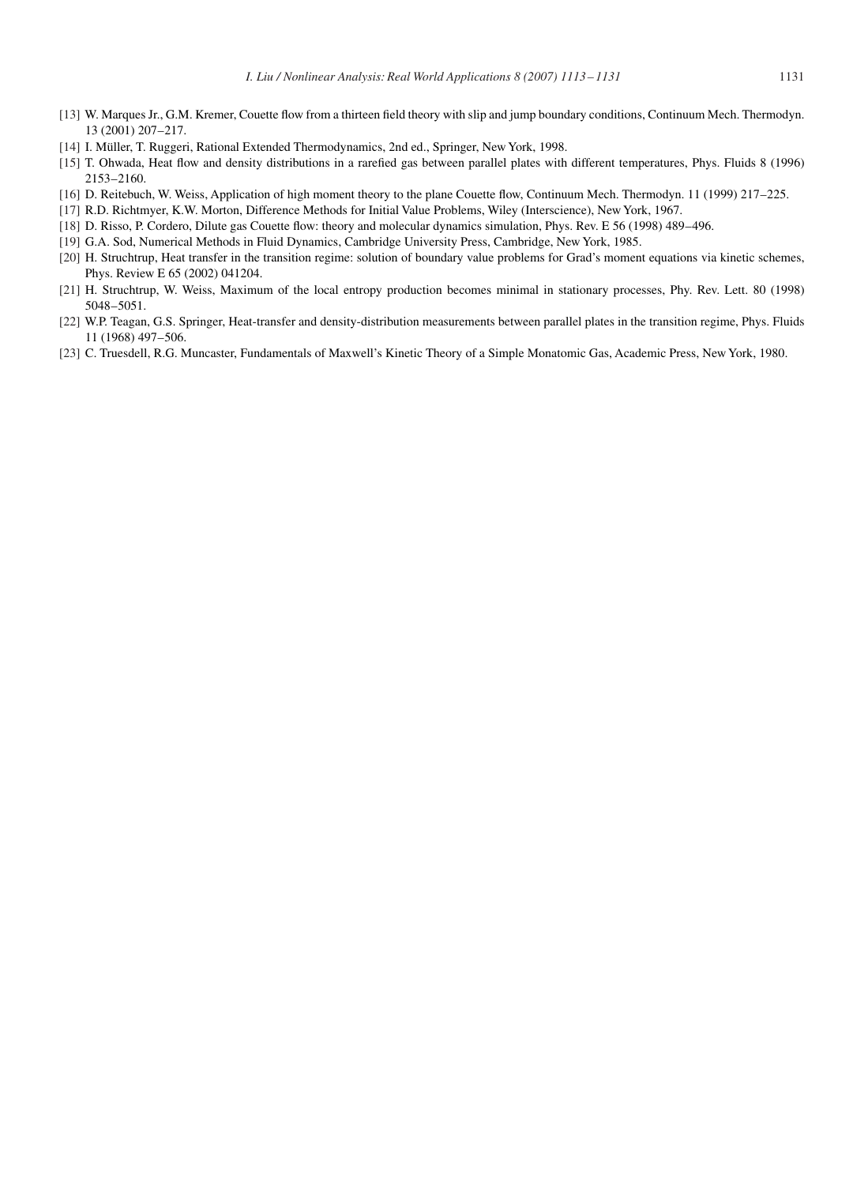[13] W. Marques Jr., G.M. Kremer, Couette flow from a thirteen field theory with slip and jump boundary conditions, Continuum Mech. Thermodyn. 13 (2001) 207–217.

[14] I. Müller, T. Ruggeri, Rational Extended Thermodynamics, 2nd ed., Springer, New York, 1998.

[15] T. Ohwada, Heat flow and density distributions in a rarefied gas between parallel plates with different temperatures, Phys. Fluids 8 (1996) 2153–2160.

[16] D. Reitebuch, W. Weiss, Application of high moment theory to the plane Couette flow, Continuum Mech. Thermodyn. 11 (1999) 217–225.

[17] R.D. Richtmyer, K.W. Morton, Difference Methods for Initial Value Problems, Wiley (Interscience), New York, 1967.

[18] D. Risso, P. Cordero, Dilute gas Couette flow: theory and molecular dynamics simulation, Phys. Rev. E 56 (1998) 489–496.

[19] G.A. Sod, Numerical Methods in Fluid Dynamics, Cambridge University Press, Cambridge, New York, 1985.

[20] H. Struchtrup, Heat transfer in the transition regime: solution of boundary value problems for Grad's moment equations via kinetic schemes, Phys. Review E 65 (2002) 041204.

[21] H. Struchtrup, W. Weiss, Maximum of the local entropy production becomes minimal in stationary processes, Phy. Rev. Lett. 80 (1998) 5048–5051.

[22] W.P. Teagan, G.S. Springer, Heat-transfer and density-distribution measurements between parallel plates in the transition regime, Phys. Fluids 11 (1968) 497–506.

[23] C. Truesdell, R.G. Muncaster, Fundamentals of Maxwell's Kinetic Theory of a Simple Monatomic Gas, Academic Press, New York, 1980.